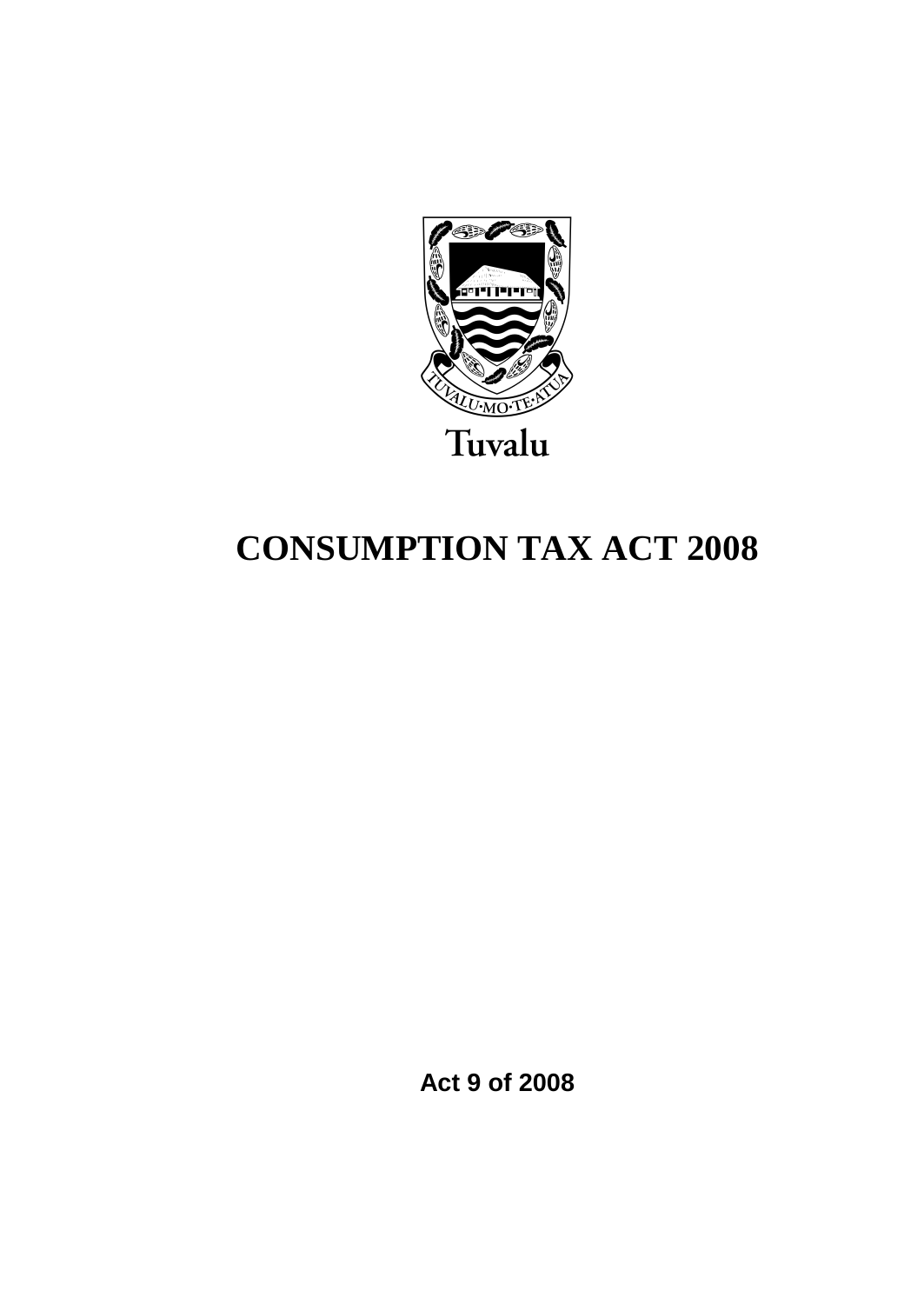Tuvalu

# CONSUMPTION TAX ACT 2008

**Act 9 of 2008**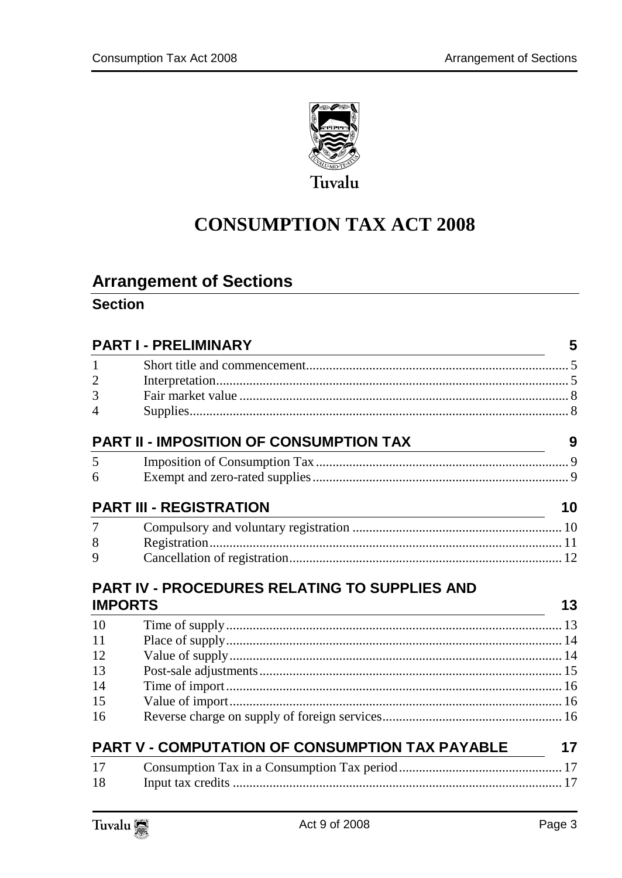Tuvalu

# CONSUMPTION TAX ACT 2008

## Arrangement of Sections

### Section

| | | |
|---|---|---|
| **PART I - PRELIMINARY** | | **5** |
| 1 | Short title and commencement | 5 |
| 2 | Interpretation | 5 |
| 3 | Fair market value | 8 |
| 4 | Supplies | 8 |
| **PART II - IMPOSITION OF CONSUMPTION TAX** | | **9** |
| 5 | Imposition of Consumption Tax | 9 |
| 6 | Exempt and zero-rated supplies | 9 |
| **PART III - REGISTRATION** | | **10** |
| 7 | Compulsory and voluntary registration | 10 |
| 8 | Registration | 11 |
| 9 | Cancellation of registration | 12 |
| **PART IV - PROCEDURES RELATING TO SUPPLIES AND IMPORTS** | | **13** |
| 10 | Time of supply | 13 |
| 11 | Place of supply | 14 |
| 12 | Value of supply | 14 |
| 13 | Post-sale adjustments | 15 |
| 14 | Time of import | 16 |
| 15 | Value of import | 16 |
| 16 | Reverse charge on supply of foreign services | 16 |
| **PART V - COMPUTATION OF CONSUMPTION TAX PAYABLE** | | **17** |
| 17 | Consumption Tax in a Consumption Tax period | 17 |
| 18 | Input tax credits | 17 |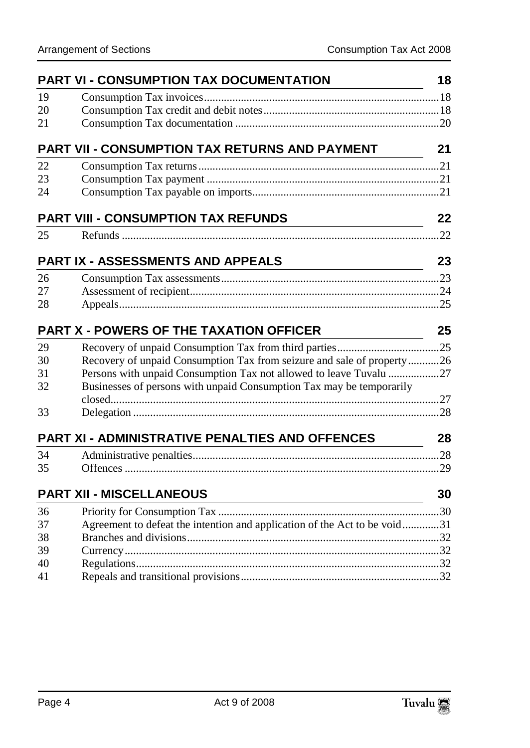## PART VI - CONSUMPTION TAX DOCUMENTATION 18

| | | |
|---|---|---|
| 19 | Consumption Tax invoices | 18 |
| 20 | Consumption Tax credit and debit notes | 18 |
| 21 | Consumption Tax documentation | 20 |

## PART VII - CONSUMPTION TAX RETURNS AND PAYMENT 21

| | | |
|---|---|---|
| 22 | Consumption Tax returns | 21 |
| 23 | Consumption Tax payment | 21 |
| 24 | Consumption Tax payable on imports | 21 |

## PART VIII - CONSUMPTION TAX REFUNDS 22

| | | |
|---|---|---|
| 25 | Refunds | 22 |

## PART IX - ASSESSMENTS AND APPEALS 23

| | | |
|---|---|---|
| 26 | Consumption Tax assessments | 23 |
| 27 | Assessment of recipient | 24 |
| 28 | Appeals | 25 |

## PART X - POWERS OF THE TAXATION OFFICER 25

| | | |
|---|---|---|
| 29 | Recovery of unpaid Consumption Tax from third parties | 25 |
| 30 | Recovery of unpaid Consumption Tax from seizure and sale of property | 26 |
| 31 | Persons with unpaid Consumption Tax not allowed to leave Tuvalu | 27 |
| 32 | Businesses of persons with unpaid Consumption Tax may be temporarily closed | 27 |
| 33 | Delegation | 28 |

## PART XI - ADMINISTRATIVE PENALTIES AND OFFENCES 28

| | | |
|---|---|---|
| 34 | Administrative penalties | 28 |
| 35 | Offences | 29 |

## PART XII - MISCELLANEOUS 30

| | | |
|---|---|---|
| 36 | Priority for Consumption Tax | 30 |
| 37 | Agreement to defeat the intention and application of the Act to be void | 31 |
| 38 | Branches and divisions | 32 |
| 39 | Currency | 32 |
| 40 | Regulations | 32 |
| 41 | Repeals and transitional provisions | 32 |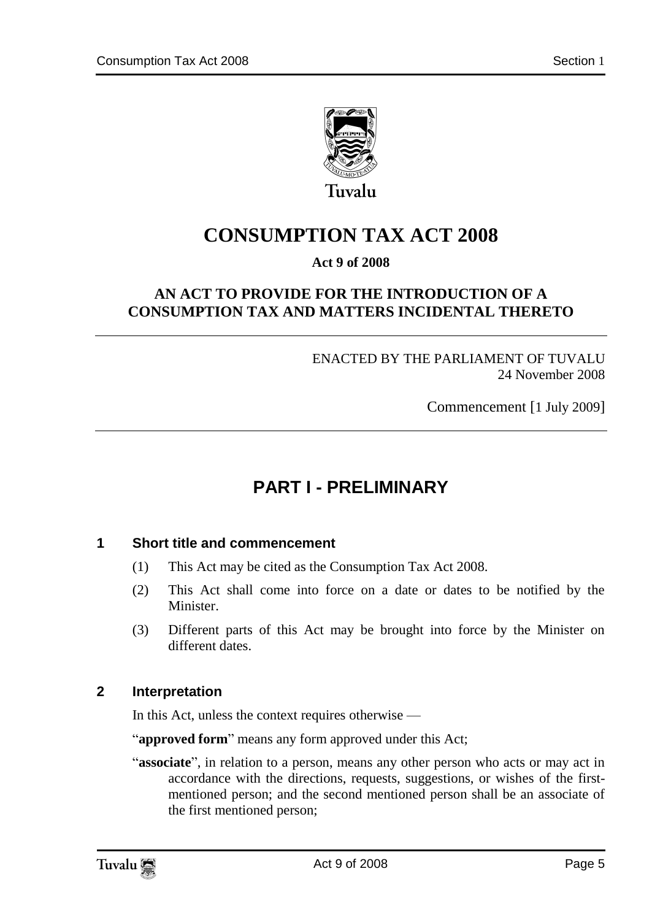Tuvalu

# CONSUMPTION TAX ACT 2008

**Act 9 of 2008**

## AN ACT TO PROVIDE FOR THE INTRODUCTION OF A CONSUMPTION TAX AND MATTERS INCIDENTAL THERETO

ENACTED BY THE PARLIAMENT OF TUVALU
24 November 2008

Commencement [1 July 2009]

# PART I - PRELIMINARY

### 1 Short title and commencement

(1) This Act may be cited as the Consumption Tax Act 2008.

(2) This Act shall come into force on a date or dates to be notified by the Minister.

(3) Different parts of this Act may be brought into force by the Minister on different dates.

### 2 Interpretation

In this Act, unless the context requires otherwise —

"**approved form**" means any form approved under this Act;

"**associate**", in relation to a person, means any other person who acts or may act in accordance with the directions, requests, suggestions, or wishes of the first-mentioned person; and the second mentioned person shall be an associate of the first mentioned person;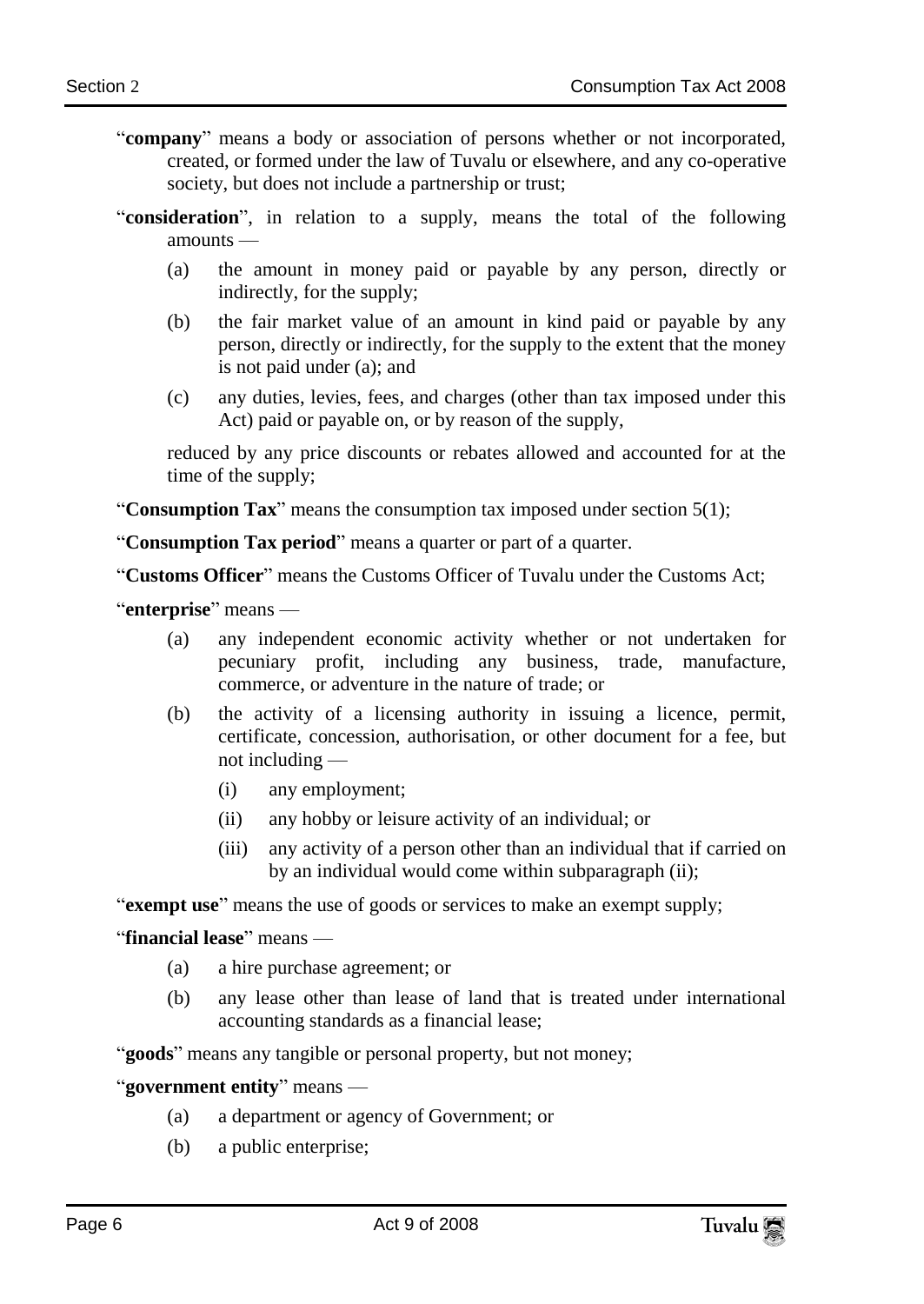"**company**" means a body or association of persons whether or not incorporated, created, or formed under the law of Tuvalu or elsewhere, and any co-operative society, but does not include a partnership or trust;

"**consideration**", in relation to a supply, means the total of the following amounts —

(a) the amount in money paid or payable by any person, directly or indirectly, for the supply;

(b) the fair market value of an amount in kind paid or payable by any person, directly or indirectly, for the supply to the extent that the money is not paid under (a); and

(c) any duties, levies, fees, and charges (other than tax imposed under this Act) paid or payable on, or by reason of the supply,

reduced by any price discounts or rebates allowed and accounted for at the time of the supply;

"**Consumption Tax**" means the consumption tax imposed under section 5(1);

"**Consumption Tax period**" means a quarter or part of a quarter.

"**Customs Officer**" means the Customs Officer of Tuvalu under the Customs Act;

"**enterprise**" means —

(a) any independent economic activity whether or not undertaken for pecuniary profit, including any business, trade, manufacture, commerce, or adventure in the nature of trade; or

(b) the activity of a licensing authority in issuing a licence, permit, certificate, concession, authorisation, or other document for a fee, but not including —

(i) any employment;

(ii) any hobby or leisure activity of an individual; or

(iii) any activity of a person other than an individual that if carried on by an individual would come within subparagraph (ii);

"**exempt use**" means the use of goods or services to make an exempt supply;

"**financial lease**" means —

(a) a hire purchase agreement; or

(b) any lease other than lease of land that is treated under international accounting standards as a financial lease;

"**goods**" means any tangible or personal property, but not money;

"**government entity**" means —

(a) a department or agency of Government; or

(b) a public enterprise;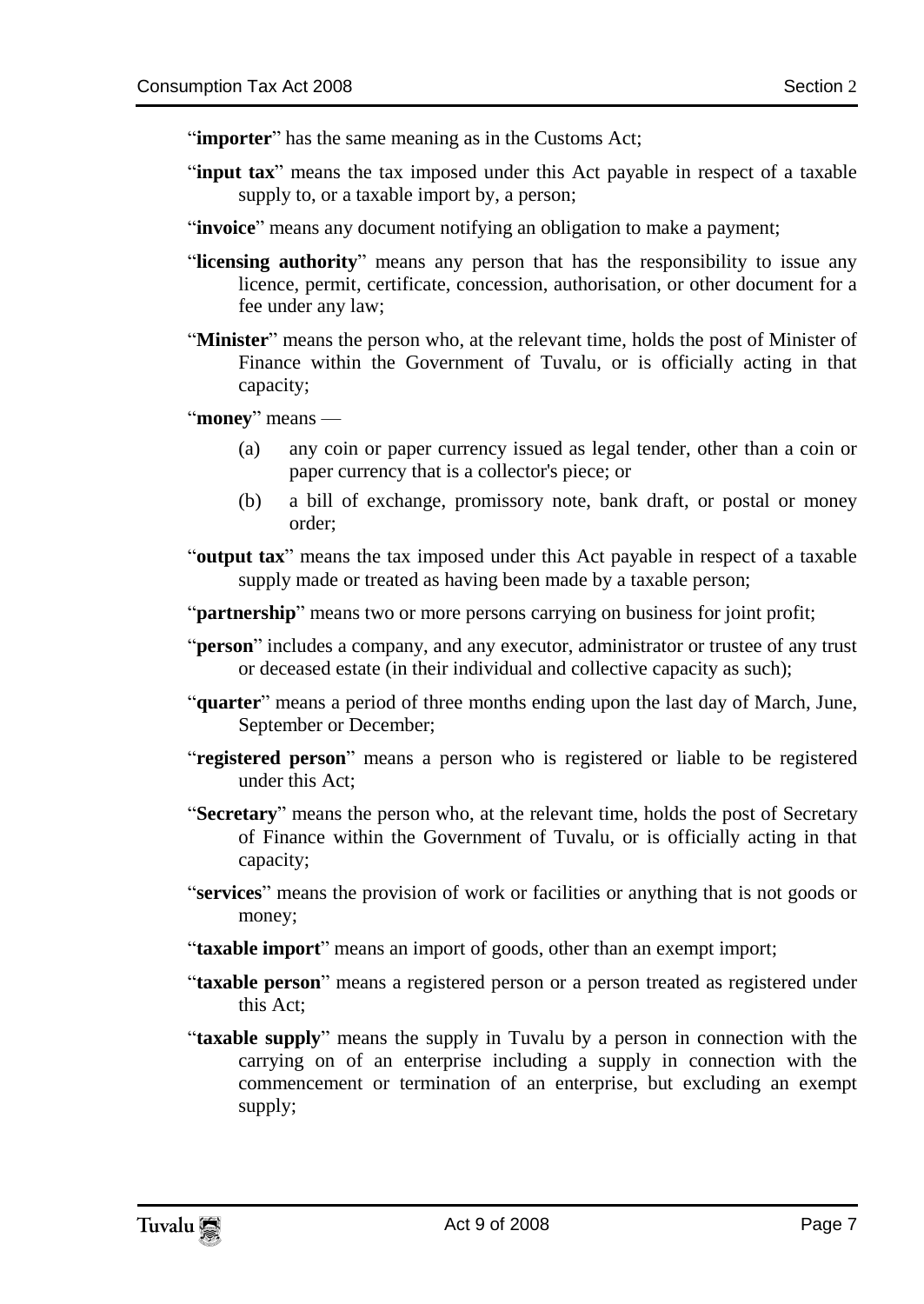"**importer**" has the same meaning as in the Customs Act;

"**input tax**" means the tax imposed under this Act payable in respect of a taxable supply to, or a taxable import by, a person;

"**invoice**" means any document notifying an obligation to make a payment;

"**licensing authority**" means any person that has the responsibility to issue any licence, permit, certificate, concession, authorisation, or other document for a fee under any law;

"**Minister**" means the person who, at the relevant time, holds the post of Minister of Finance within the Government of Tuvalu, or is officially acting in that capacity;

"**money**" means —

(a) any coin or paper currency issued as legal tender, other than a coin or paper currency that is a collector's piece; or

(b) a bill of exchange, promissory note, bank draft, or postal or money order;

"**output tax**" means the tax imposed under this Act payable in respect of a taxable supply made or treated as having been made by a taxable person;

"**partnership**" means two or more persons carrying on business for joint profit;

"**person**" includes a company, and any executor, administrator or trustee of any trust or deceased estate (in their individual and collective capacity as such);

"**quarter**" means a period of three months ending upon the last day of March, June, September or December;

"**registered person**" means a person who is registered or liable to be registered under this Act;

"**Secretary**" means the person who, at the relevant time, holds the post of Secretary of Finance within the Government of Tuvalu, or is officially acting in that capacity;

"**services**" means the provision of work or facilities or anything that is not goods or money;

"**taxable import**" means an import of goods, other than an exempt import;

"**taxable person**" means a registered person or a person treated as registered under this Act;

"**taxable supply**" means the supply in Tuvalu by a person in connection with the carrying on of an enterprise including a supply in connection with the commencement or termination of an enterprise, but excluding an exempt supply;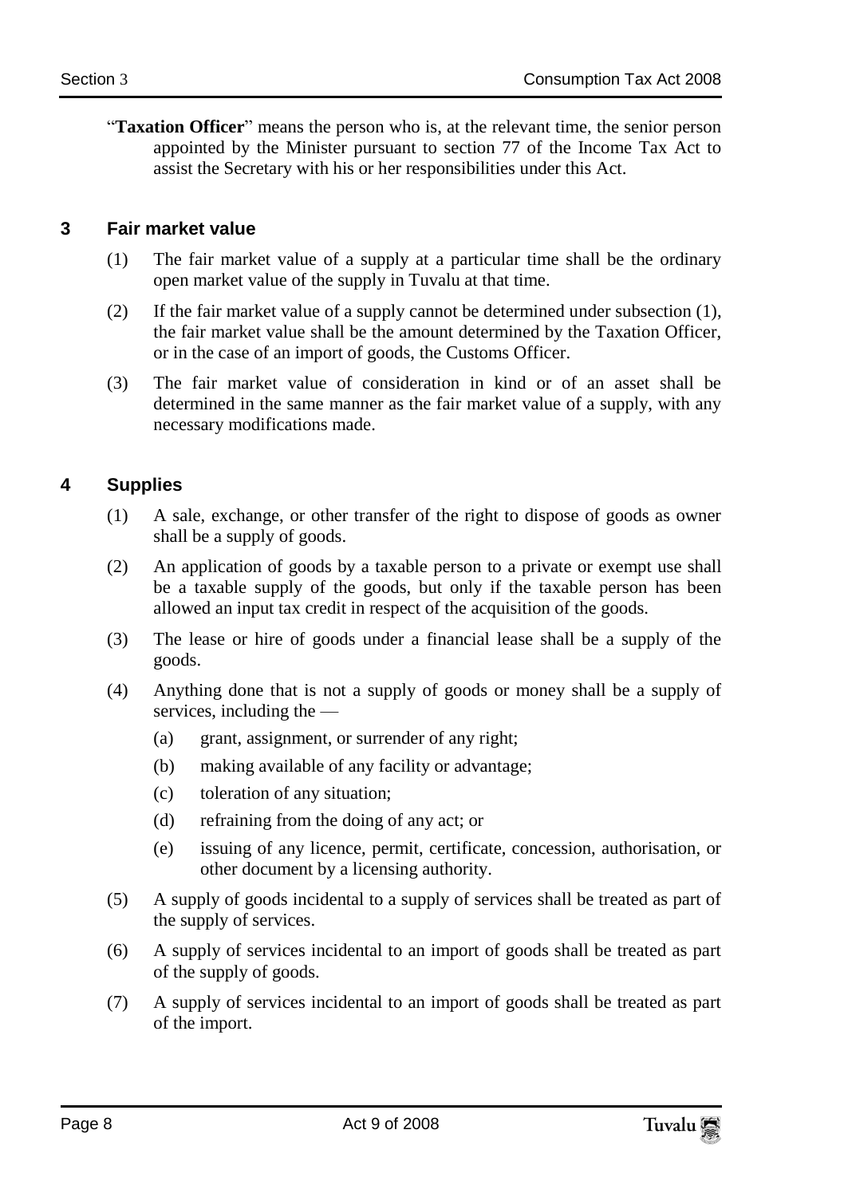"**Taxation Officer**" means the person who is, at the relevant time, the senior person appointed by the Minister pursuant to section 77 of the Income Tax Act to assist the Secretary with his or her responsibilities under this Act.

## 3 Fair market value

(1) The fair market value of a supply at a particular time shall be the ordinary open market value of the supply in Tuvalu at that time.

(2) If the fair market value of a supply cannot be determined under subsection (1), the fair market value shall be the amount determined by the Taxation Officer, or in the case of an import of goods, the Customs Officer.

(3) The fair market value of consideration in kind or of an asset shall be determined in the same manner as the fair market value of a supply, with any necessary modifications made.

## 4 Supplies

(1) A sale, exchange, or other transfer of the right to dispose of goods as owner shall be a supply of goods.

(2) An application of goods by a taxable person to a private or exempt use shall be a taxable supply of the goods, but only if the taxable person has been allowed an input tax credit in respect of the acquisition of the goods.

(3) The lease or hire of goods under a financial lease shall be a supply of the goods.

(4) Anything done that is not a supply of goods or money shall be a supply of services, including the —

- (a) grant, assignment, or surrender of any right;
- (b) making available of any facility or advantage;
- (c) toleration of any situation;
- (d) refraining from the doing of any act; or
- (e) issuing of any licence, permit, certificate, concession, authorisation, or other document by a licensing authority.

(5) A supply of goods incidental to a supply of services shall be treated as part of the supply of services.

(6) A supply of services incidental to an import of goods shall be treated as part of the supply of goods.

(7) A supply of services incidental to an import of goods shall be treated as part of the import.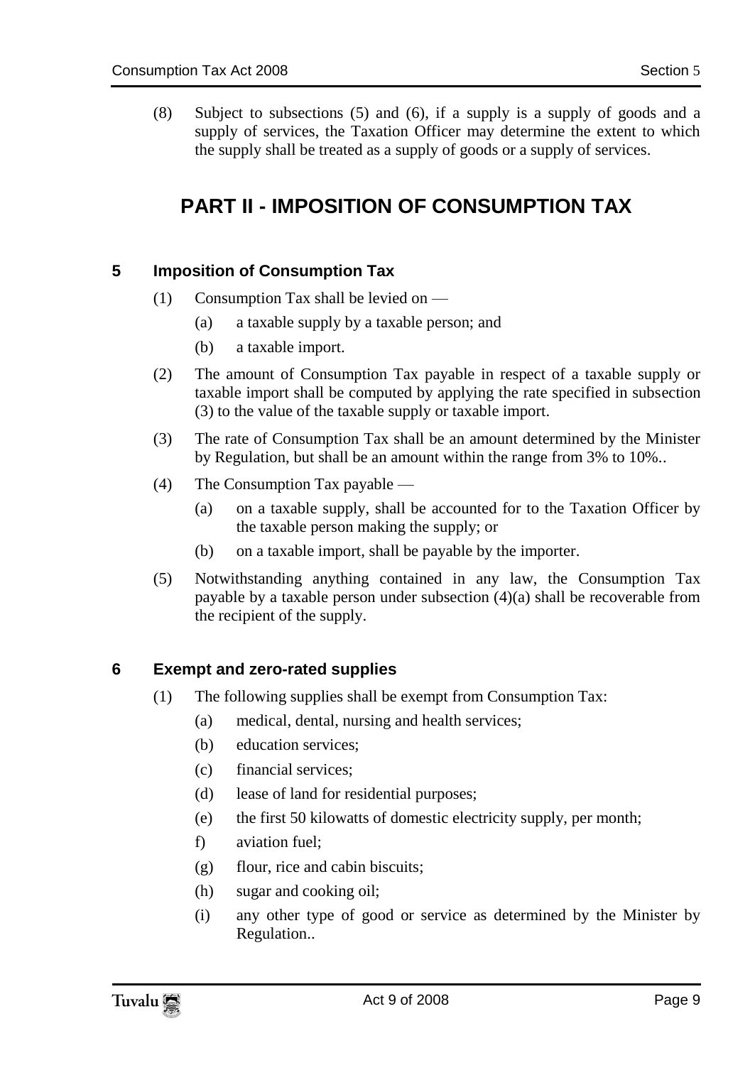(8) Subject to subsections (5) and (6), if a supply is a supply of goods and a supply of services, the Taxation Officer may determine the extent to which the supply shall be treated as a supply of goods or a supply of services.

# PART II - IMPOSITION OF CONSUMPTION TAX

## 5 Imposition of Consumption Tax

(1) Consumption Tax shall be levied on —

(a) a taxable supply by a taxable person; and

(b) a taxable import.

(2) The amount of Consumption Tax payable in respect of a taxable supply or taxable import shall be computed by applying the rate specified in subsection (3) to the value of the taxable supply or taxable import.

(3) The rate of Consumption Tax shall be an amount determined by the Minister by Regulation, but shall be an amount within the range from 3% to 10%..

(4) The Consumption Tax payable —

(a) on a taxable supply, shall be accounted for to the Taxation Officer by the taxable person making the supply; or

(b) on a taxable import, shall be payable by the importer.

(5) Notwithstanding anything contained in any law, the Consumption Tax payable by a taxable person under subsection (4)(a) shall be recoverable from the recipient of the supply.

## 6 Exempt and zero-rated supplies

(1) The following supplies shall be exempt from Consumption Tax:

(a) medical, dental, nursing and health services;

(b) education services;

(c) financial services;

(d) lease of land for residential purposes;

(e) the first 50 kilowatts of domestic electricity supply, per month;

f) aviation fuel;

(g) flour, rice and cabin biscuits;

(h) sugar and cooking oil;

(i) any other type of good or service as determined by the Minister by Regulation..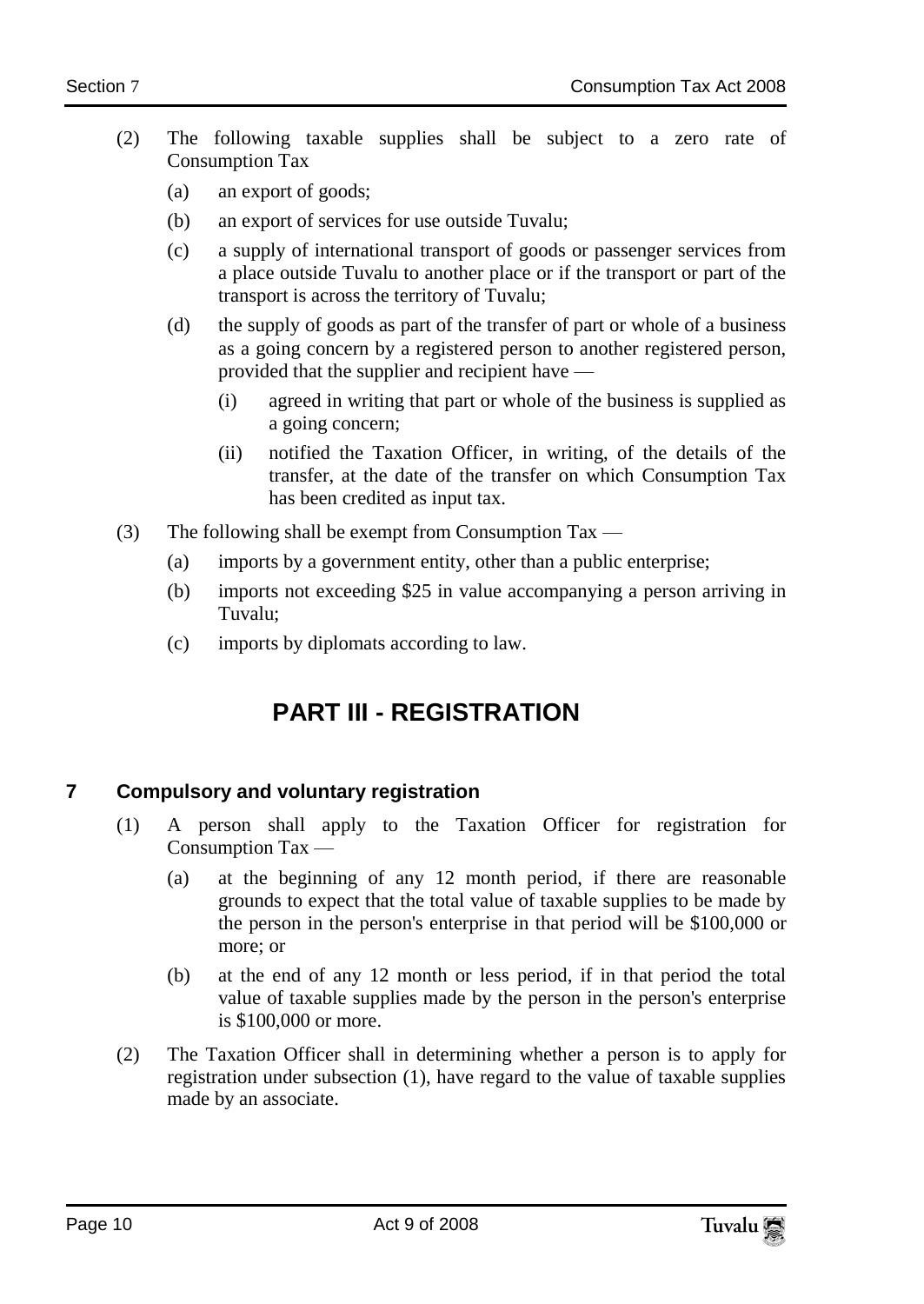(2) The following taxable supplies shall be subject to a zero rate of Consumption Tax

(a) an export of goods;

(b) an export of services for use outside Tuvalu;

(c) a supply of international transport of goods or passenger services from a place outside Tuvalu to another place or if the transport or part of the transport is across the territory of Tuvalu;

(d) the supply of goods as part of the transfer of part or whole of a business as a going concern by a registered person to another registered person, provided that the supplier and recipient have —

(i) agreed in writing that part or whole of the business is supplied as a going concern;

(ii) notified the Taxation Officer, in writing, of the details of the transfer, at the date of the transfer on which Consumption Tax has been credited as input tax.

(3) The following shall be exempt from Consumption Tax —

(a) imports by a government entity, other than a public enterprise;

(b) imports not exceeding $25 in value accompanying a person arriving in Tuvalu;

(c) imports by diplomats according to law.

# PART III - REGISTRATION

## 7 Compulsory and voluntary registration

(1) A person shall apply to the Taxation Officer for registration for Consumption Tax —

(a) at the beginning of any 12 month period, if there are reasonable grounds to expect that the total value of taxable supplies to be made by the person in the person's enterprise in that period will be $100,000 or more; or

(b) at the end of any 12 month or less period, if in that period the total value of taxable supplies made by the person in the person's enterprise is $100,000 or more.

(2) The Taxation Officer shall in determining whether a person is to apply for registration under subsection (1), have regard to the value of taxable supplies made by an associate.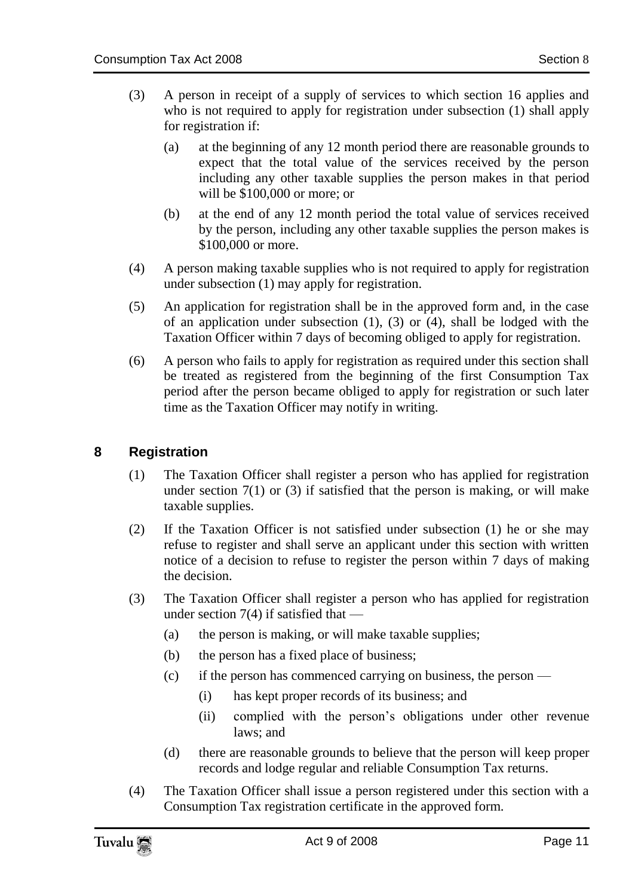(3) A person in receipt of a supply of services to which section 16 applies and who is not required to apply for registration under subsection (1) shall apply for registration if:

   (a) at the beginning of any 12 month period there are reasonable grounds to expect that the total value of the services received by the person including any other taxable supplies the person makes in that period will be $100,000 or more; or

   (b) at the end of any 12 month period the total value of services received by the person, including any other taxable supplies the person makes is $100,000 or more.

(4) A person making taxable supplies who is not required to apply for registration under subsection (1) may apply for registration.

(5) An application for registration shall be in the approved form and, in the case of an application under subsection (1), (3) or (4), shall be lodged with the Taxation Officer within 7 days of becoming obliged to apply for registration.

(6) A person who fails to apply for registration as required under this section shall be treated as registered from the beginning of the first Consumption Tax period after the person became obliged to apply for registration or such later time as the Taxation Officer may notify in writing.

## 8 Registration

(1) The Taxation Officer shall register a person who has applied for registration under section 7(1) or (3) if satisfied that the person is making, or will make taxable supplies.

(2) If the Taxation Officer is not satisfied under subsection (1) he or she may refuse to register and shall serve an applicant under this section with written notice of a decision to refuse to register the person within 7 days of making the decision.

(3) The Taxation Officer shall register a person who has applied for registration under section 7(4) if satisfied that —

   (a) the person is making, or will make taxable supplies;

   (b) the person has a fixed place of business;

   (c) if the person has commenced carrying on business, the person —

      (i) has kept proper records of its business; and

      (ii) complied with the person's obligations under other revenue laws; and

   (d) there are reasonable grounds to believe that the person will keep proper records and lodge regular and reliable Consumption Tax returns.

(4) The Taxation Officer shall issue a person registered under this section with a Consumption Tax registration certificate in the approved form.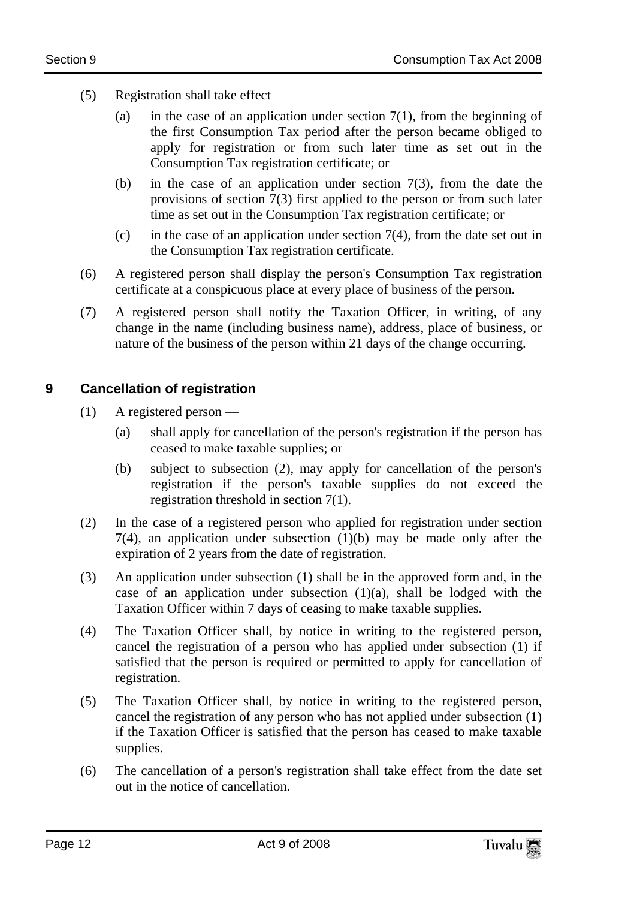(5) Registration shall take effect —

(a) in the case of an application under section 7(1), from the beginning of the first Consumption Tax period after the person became obliged to apply for registration or from such later time as set out in the Consumption Tax registration certificate; or

(b) in the case of an application under section 7(3), from the date the provisions of section 7(3) first applied to the person or from such later time as set out in the Consumption Tax registration certificate; or

(c) in the case of an application under section 7(4), from the date set out in the Consumption Tax registration certificate.

(6) A registered person shall display the person's Consumption Tax registration certificate at a conspicuous place at every place of business of the person.

(7) A registered person shall notify the Taxation Officer, in writing, of any change in the name (including business name), address, place of business, or nature of the business of the person within 21 days of the change occurring.

## 9 Cancellation of registration

(1) A registered person —

(a) shall apply for cancellation of the person's registration if the person has ceased to make taxable supplies; or

(b) subject to subsection (2), may apply for cancellation of the person's registration if the person's taxable supplies do not exceed the registration threshold in section 7(1).

(2) In the case of a registered person who applied for registration under section 7(4), an application under subsection (1)(b) may be made only after the expiration of 2 years from the date of registration.

(3) An application under subsection (1) shall be in the approved form and, in the case of an application under subsection (1)(a), shall be lodged with the Taxation Officer within 7 days of ceasing to make taxable supplies.

(4) The Taxation Officer shall, by notice in writing to the registered person, cancel the registration of a person who has applied under subsection (1) if satisfied that the person is required or permitted to apply for cancellation of registration.

(5) The Taxation Officer shall, by notice in writing to the registered person, cancel the registration of any person who has not applied under subsection (1) if the Taxation Officer is satisfied that the person has ceased to make taxable supplies.

(6) The cancellation of a person's registration shall take effect from the date set out in the notice of cancellation.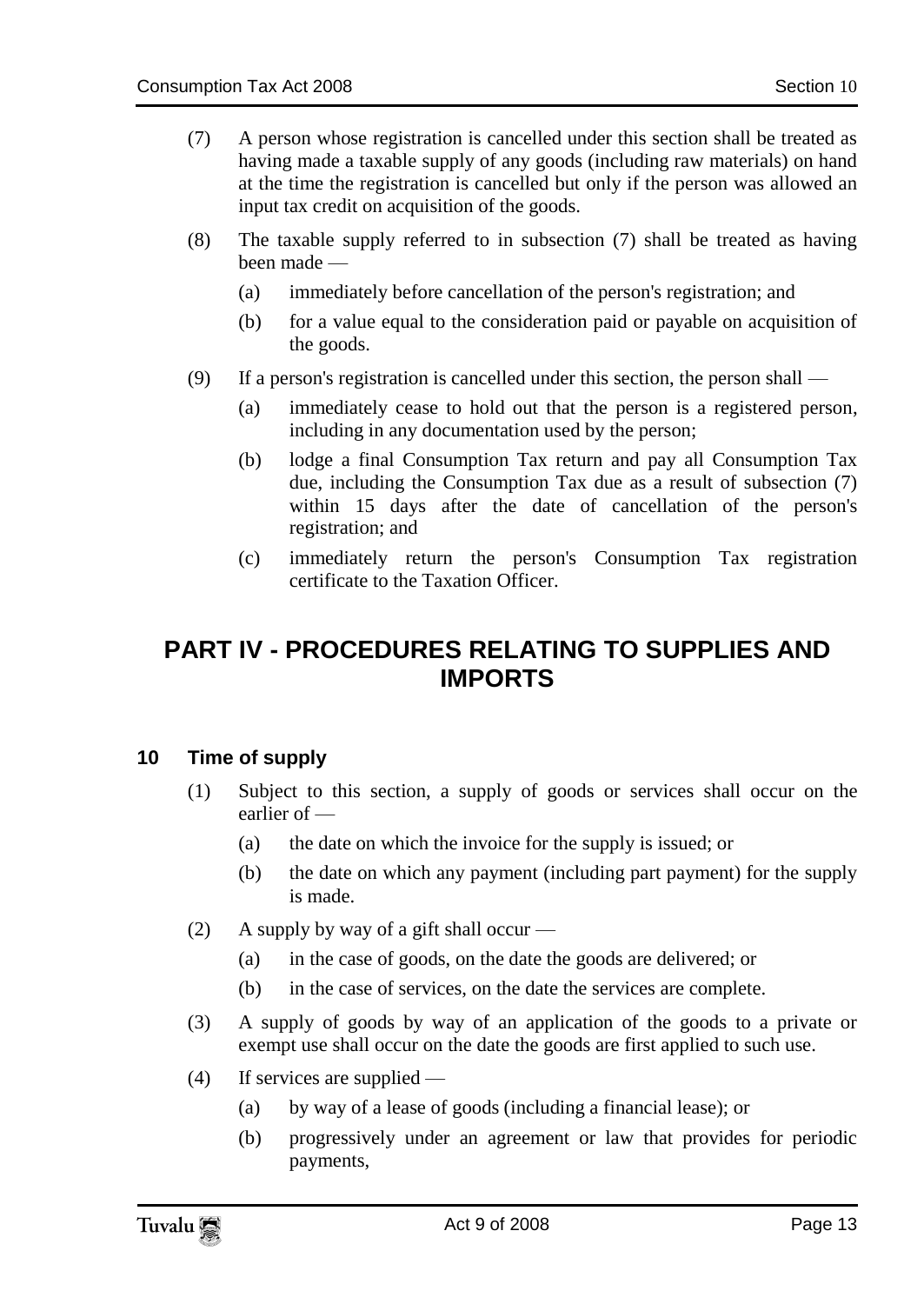(7) A person whose registration is cancelled under this section shall be treated as having made a taxable supply of any goods (including raw materials) on hand at the time the registration is cancelled but only if the person was allowed an input tax credit on acquisition of the goods.

(8) The taxable supply referred to in subsection (7) shall be treated as having been made —

- (a) immediately before cancellation of the person's registration; and
- (b) for a value equal to the consideration paid or payable on acquisition of the goods.

(9) If a person's registration is cancelled under this section, the person shall —

- (a) immediately cease to hold out that the person is a registered person, including in any documentation used by the person;
- (b) lodge a final Consumption Tax return and pay all Consumption Tax due, including the Consumption Tax due as a result of subsection (7) within 15 days after the date of cancellation of the person's registration; and
- (c) immediately return the person's Consumption Tax registration certificate to the Taxation Officer.

# PART IV - PROCEDURES RELATING TO SUPPLIES AND IMPORTS

## 10 Time of supply

(1) Subject to this section, a supply of goods or services shall occur on the earlier of —

- (a) the date on which the invoice for the supply is issued; or
- (b) the date on which any payment (including part payment) for the supply is made.

(2) A supply by way of a gift shall occur —

- (a) in the case of goods, on the date the goods are delivered; or
- (b) in the case of services, on the date the services are complete.

(3) A supply of goods by way of an application of the goods to a private or exempt use shall occur on the date the goods are first applied to such use.

(4) If services are supplied —

- (a) by way of a lease of goods (including a financial lease); or
- (b) progressively under an agreement or law that provides for periodic payments,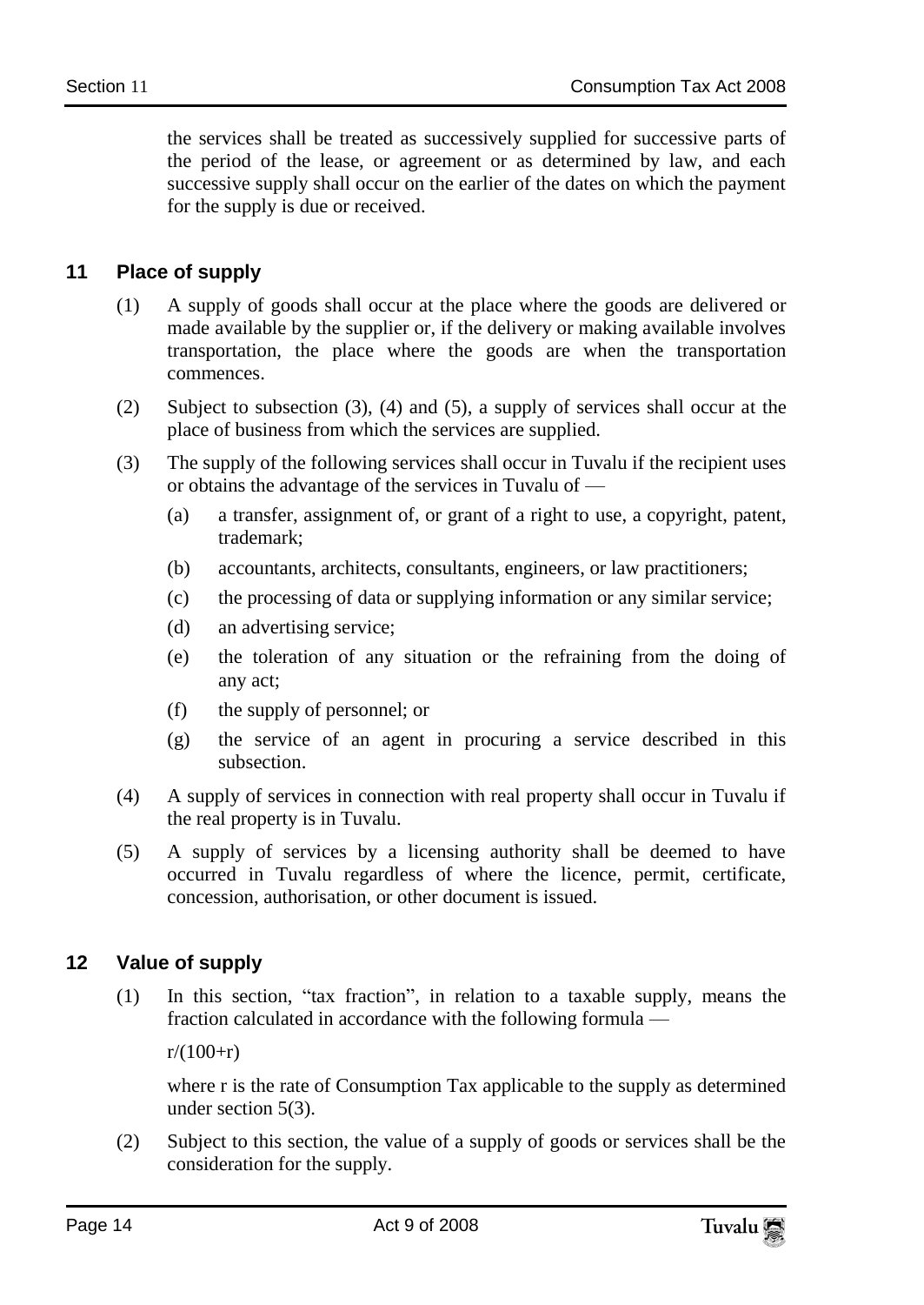the services shall be treated as successively supplied for successive parts of the period of the lease, or agreement or as determined by law, and each successive supply shall occur on the earlier of the dates on which the payment for the supply is due or received.

## 11 Place of supply

(1) A supply of goods shall occur at the place where the goods are delivered or made available by the supplier or, if the delivery or making available involves transportation, the place where the goods are when the transportation commences.

(2) Subject to subsection (3), (4) and (5), a supply of services shall occur at the place of business from which the services are supplied.

(3) The supply of the following services shall occur in Tuvalu if the recipient uses or obtains the advantage of the services in Tuvalu of —

(a) a transfer, assignment of, or grant of a right to use, a copyright, patent, trademark;

(b) accountants, architects, consultants, engineers, or law practitioners;

(c) the processing of data or supplying information or any similar service;

(d) an advertising service;

(e) the toleration of any situation or the refraining from the doing of any act;

(f) the supply of personnel; or

(g) the service of an agent in procuring a service described in this subsection.

(4) A supply of services in connection with real property shall occur in Tuvalu if the real property is in Tuvalu.

(5) A supply of services by a licensing authority shall be deemed to have occurred in Tuvalu regardless of where the licence, permit, certificate, concession, authorisation, or other document is issued.

## 12 Value of supply

(1) In this section, "tax fraction", in relation to a taxable supply, means the fraction calculated in accordance with the following formula —

$r/(100+r)$

where r is the rate of Consumption Tax applicable to the supply as determined under section 5(3).

(2) Subject to this section, the value of a supply of goods or services shall be the consideration for the supply.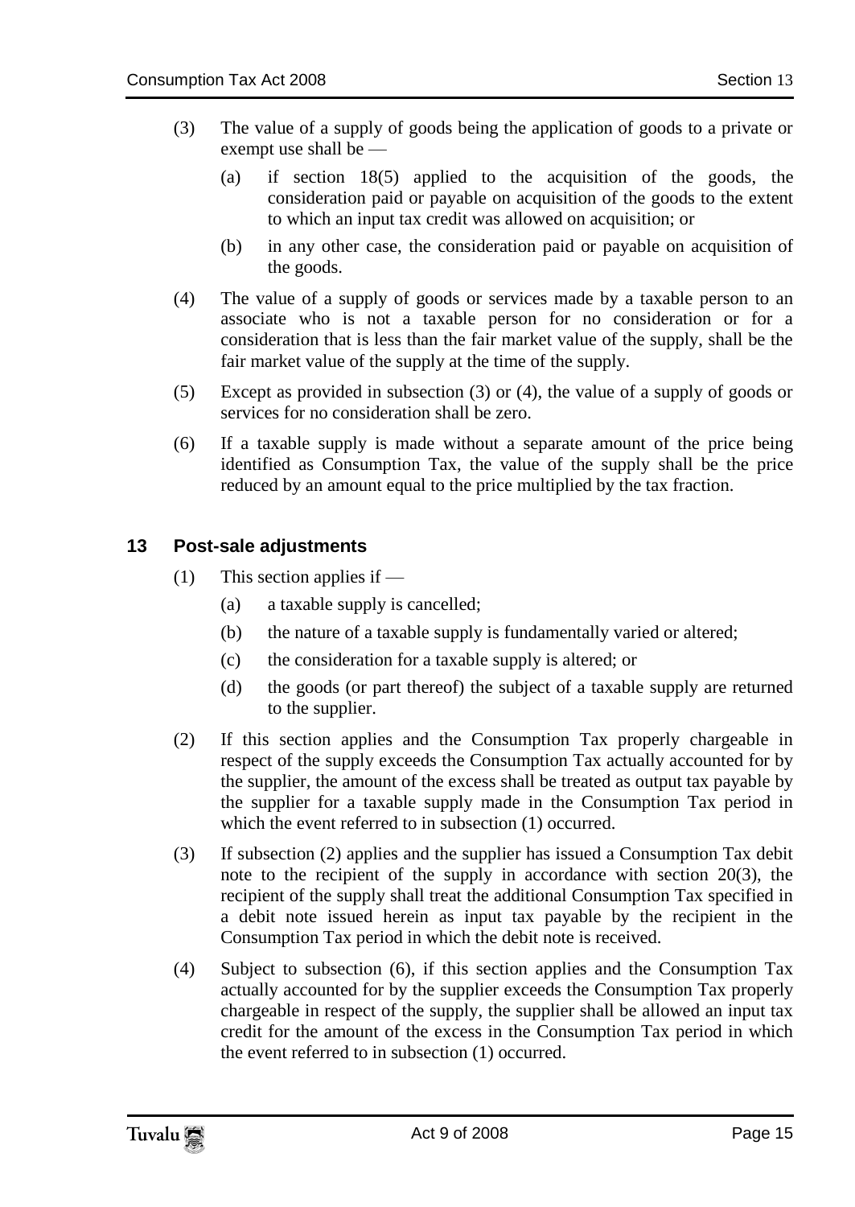(3) The value of a supply of goods being the application of goods to a private or exempt use shall be —

 (a) if section 18(5) applied to the acquisition of the goods, the consideration paid or payable on acquisition of the goods to the extent to which an input tax credit was allowed on acquisition; or

 (b) in any other case, the consideration paid or payable on acquisition of the goods.

(4) The value of a supply of goods or services made by a taxable person to an associate who is not a taxable person for no consideration or for a consideration that is less than the fair market value of the supply, shall be the fair market value of the supply at the time of the supply.

(5) Except as provided in subsection (3) or (4), the value of a supply of goods or services for no consideration shall be zero.

(6) If a taxable supply is made without a separate amount of the price being identified as Consumption Tax, the value of the supply shall be the price reduced by an amount equal to the price multiplied by the tax fraction.

## 13 Post-sale adjustments

(1) This section applies if —

 (a) a taxable supply is cancelled;

 (b) the nature of a taxable supply is fundamentally varied or altered;

 (c) the consideration for a taxable supply is altered; or

 (d) the goods (or part thereof) the subject of a taxable supply are returned to the supplier.

(2) If this section applies and the Consumption Tax properly chargeable in respect of the supply exceeds the Consumption Tax actually accounted for by the supplier, the amount of the excess shall be treated as output tax payable by the supplier for a taxable supply made in the Consumption Tax period in which the event referred to in subsection (1) occurred.

(3) If subsection (2) applies and the supplier has issued a Consumption Tax debit note to the recipient of the supply in accordance with section 20(3), the recipient of the supply shall treat the additional Consumption Tax specified in a debit note issued herein as input tax payable by the recipient in the Consumption Tax period in which the debit note is received.

(4) Subject to subsection (6), if this section applies and the Consumption Tax actually accounted for by the supplier exceeds the Consumption Tax properly chargeable in respect of the supply, the supplier shall be allowed an input tax credit for the amount of the excess in the Consumption Tax period in which the event referred to in subsection (1) occurred.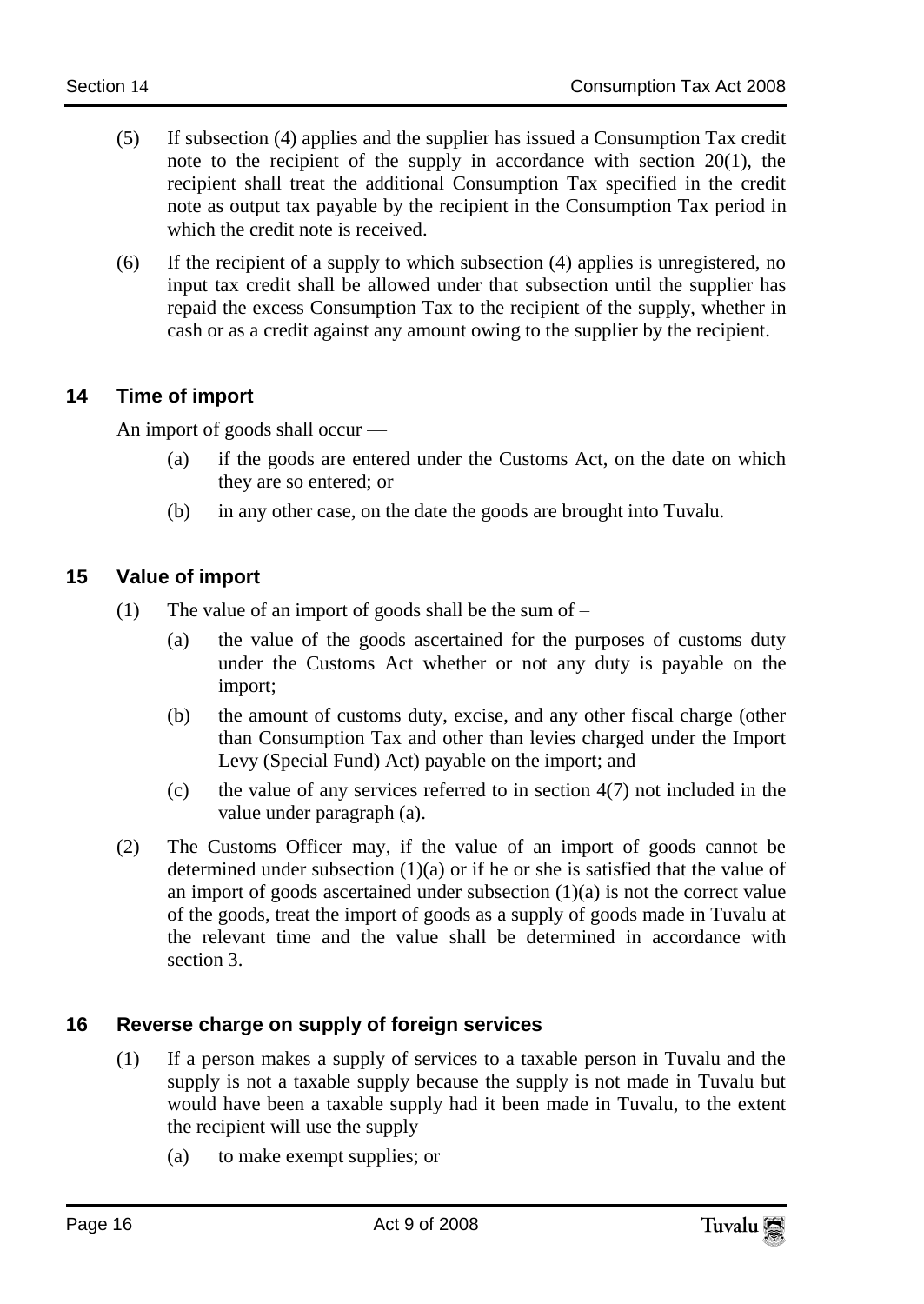(5) If subsection (4) applies and the supplier has issued a Consumption Tax credit note to the recipient of the supply in accordance with section 20(1), the recipient shall treat the additional Consumption Tax specified in the credit note as output tax payable by the recipient in the Consumption Tax period in which the credit note is received.

(6) If the recipient of a supply to which subsection (4) applies is unregistered, no input tax credit shall be allowed under that subsection until the supplier has repaid the excess Consumption Tax to the recipient of the supply, whether in cash or as a credit against any amount owing to the supplier by the recipient.

## 14 Time of import

An import of goods shall occur —

(a) if the goods are entered under the Customs Act, on the date on which they are so entered; or

(b) in any other case, on the date the goods are brought into Tuvalu.

## 15 Value of import

(1) The value of an import of goods shall be the sum of –

(a) the value of the goods ascertained for the purposes of customs duty under the Customs Act whether or not any duty is payable on the import;

(b) the amount of customs duty, excise, and any other fiscal charge (other than Consumption Tax and other than levies charged under the Import Levy (Special Fund) Act) payable on the import; and

(c) the value of any services referred to in section 4(7) not included in the value under paragraph (a).

(2) The Customs Officer may, if the value of an import of goods cannot be determined under subsection (1)(a) or if he or she is satisfied that the value of an import of goods ascertained under subsection (1)(a) is not the correct value of the goods, treat the import of goods as a supply of goods made in Tuvalu at the relevant time and the value shall be determined in accordance with section 3.

## 16 Reverse charge on supply of foreign services

(1) If a person makes a supply of services to a taxable person in Tuvalu and the supply is not a taxable supply because the supply is not made in Tuvalu but would have been a taxable supply had it been made in Tuvalu, to the extent the recipient will use the supply —

(a) to make exempt supplies; or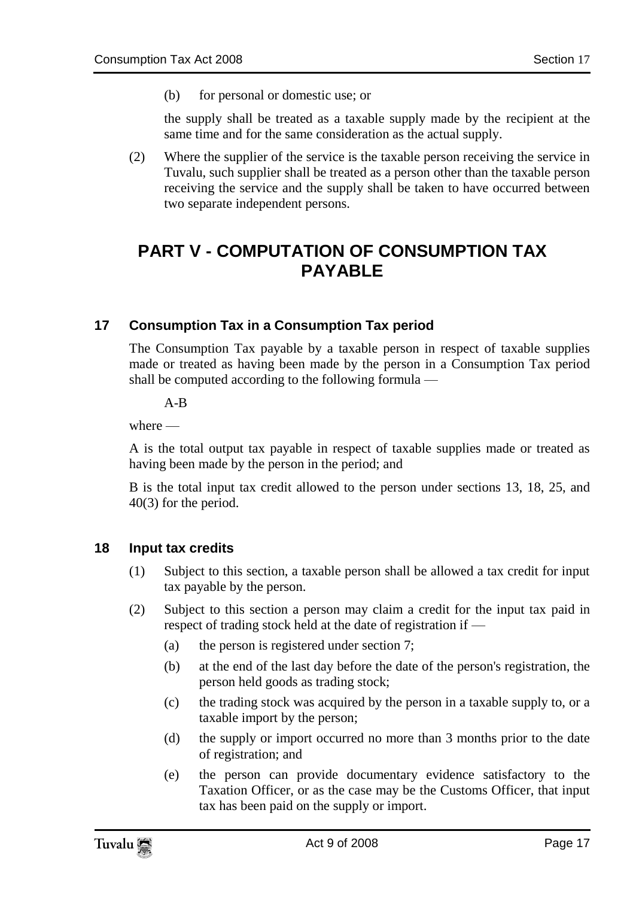(b) for personal or domestic use; or

the supply shall be treated as a taxable supply made by the recipient at the same time and for the same consideration as the actual supply.

(2) Where the supplier of the service is the taxable person receiving the service in Tuvalu, such supplier shall be treated as a person other than the taxable person receiving the service and the supply shall be taken to have occurred between two separate independent persons.

# PART V - COMPUTATION OF CONSUMPTION TAX PAYABLE

### 17 Consumption Tax in a Consumption Tax period

The Consumption Tax payable by a taxable person in respect of taxable supplies made or treated as having been made by the person in a Consumption Tax period shall be computed according to the following formula —

A-B

where —

A is the total output tax payable in respect of taxable supplies made or treated as having been made by the person in the period; and

B is the total input tax credit allowed to the person under sections 13, 18, 25, and 40(3) for the period.

### 18 Input tax credits

(1) Subject to this section, a taxable person shall be allowed a tax credit for input tax payable by the person.

(2) Subject to this section a person may claim a credit for the input tax paid in respect of trading stock held at the date of registration if —

(a) the person is registered under section 7;

(b) at the end of the last day before the date of the person's registration, the person held goods as trading stock;

(c) the trading stock was acquired by the person in a taxable supply to, or a taxable import by the person;

(d) the supply or import occurred no more than 3 months prior to the date of registration; and

(e) the person can provide documentary evidence satisfactory to the Taxation Officer, or as the case may be the Customs Officer, that input tax has been paid on the supply or import.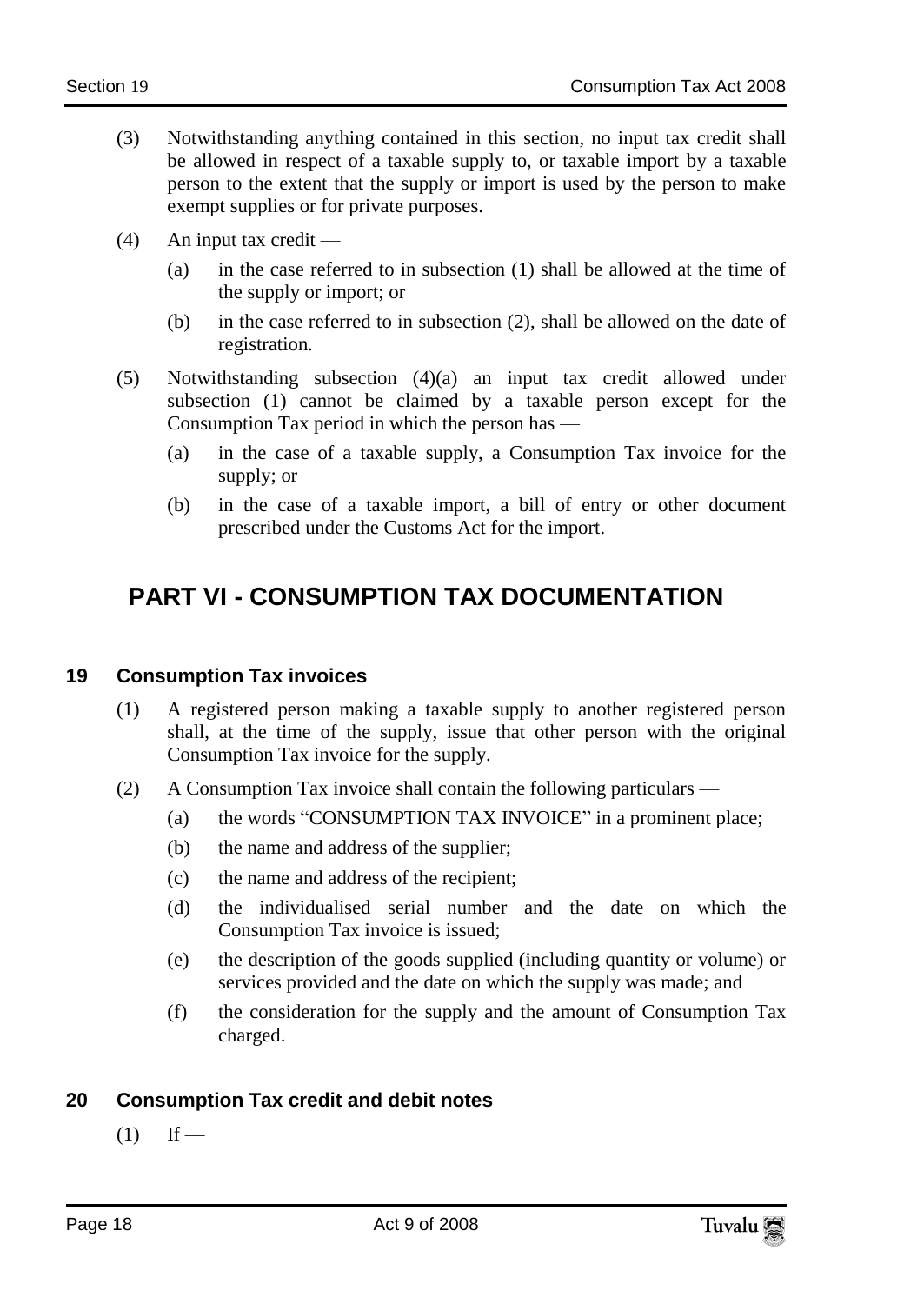(3) Notwithstanding anything contained in this section, no input tax credit shall be allowed in respect of a taxable supply to, or taxable import by a taxable person to the extent that the supply or import is used by the person to make exempt supplies or for private purposes.

(4) An input tax credit —

  (a) in the case referred to in subsection (1) shall be allowed at the time of the supply or import; or

  (b) in the case referred to in subsection (2), shall be allowed on the date of registration.

(5) Notwithstanding subsection (4)(a) an input tax credit allowed under subsection (1) cannot be claimed by a taxable person except for the Consumption Tax period in which the person has —

  (a) in the case of a taxable supply, a Consumption Tax invoice for the supply; or

  (b) in the case of a taxable import, a bill of entry or other document prescribed under the Customs Act for the import.

# PART VI - CONSUMPTION TAX DOCUMENTATION

### 19 Consumption Tax invoices

(1) A registered person making a taxable supply to another registered person shall, at the time of the supply, issue that other person with the original Consumption Tax invoice for the supply.

(2) A Consumption Tax invoice shall contain the following particulars —

  (a) the words "CONSUMPTION TAX INVOICE" in a prominent place;

  (b) the name and address of the supplier;

  (c) the name and address of the recipient;

  (d) the individualised serial number and the date on which the Consumption Tax invoice is issued;

  (e) the description of the goods supplied (including quantity or volume) or services provided and the date on which the supply was made; and

  (f) the consideration for the supply and the amount of Consumption Tax charged.

### 20 Consumption Tax credit and debit notes

(1) If —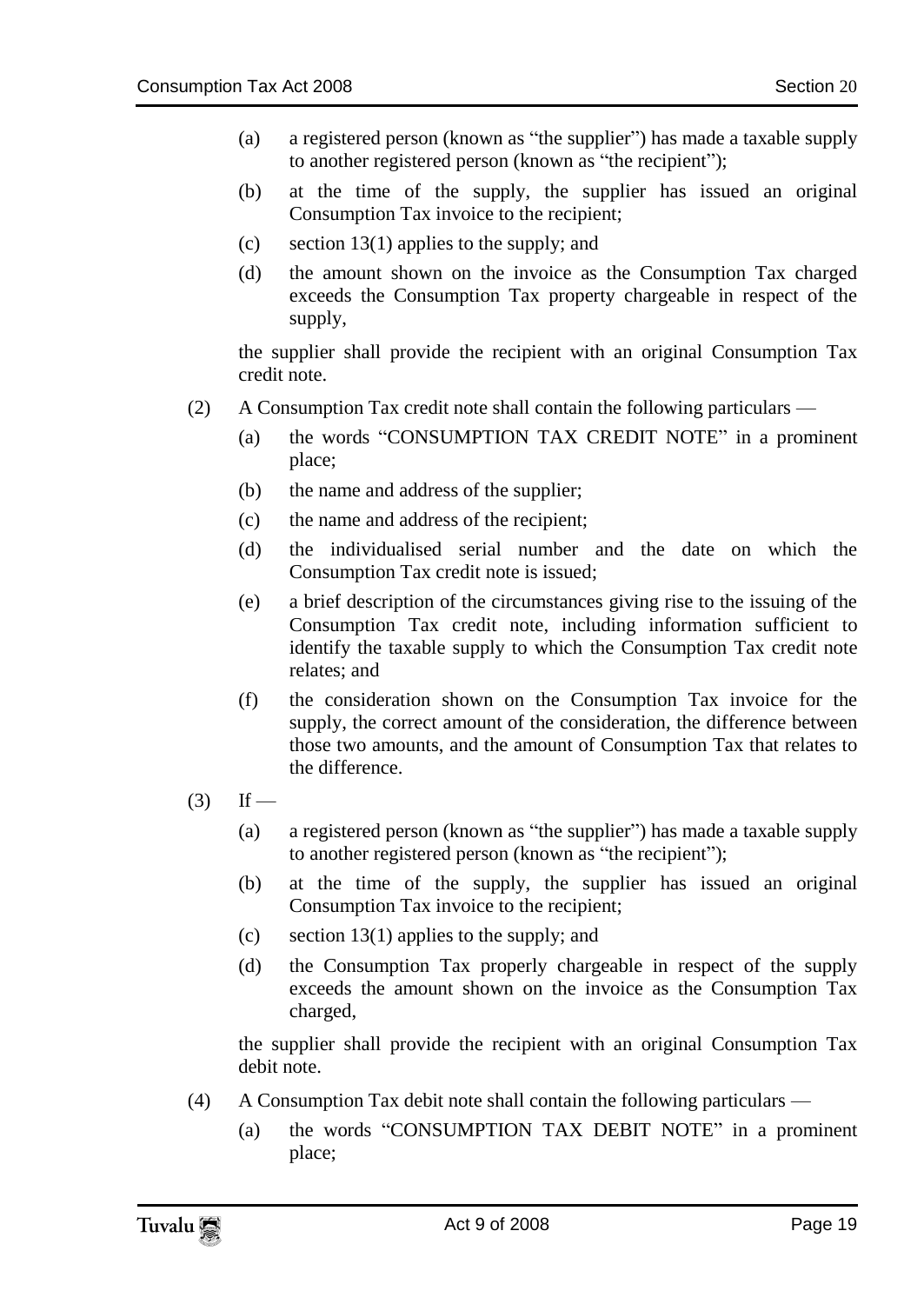(a) a registered person (known as "the supplier") has made a taxable supply to another registered person (known as "the recipient");

(b) at the time of the supply, the supplier has issued an original Consumption Tax invoice to the recipient;

(c) section 13(1) applies to the supply; and

(d) the amount shown on the invoice as the Consumption Tax charged exceeds the Consumption Tax property chargeable in respect of the supply,

the supplier shall provide the recipient with an original Consumption Tax credit note.

(2) A Consumption Tax credit note shall contain the following particulars —

(a) the words "CONSUMPTION TAX CREDIT NOTE" in a prominent place;

(b) the name and address of the supplier;

(c) the name and address of the recipient;

(d) the individualised serial number and the date on which the Consumption Tax credit note is issued;

(e) a brief description of the circumstances giving rise to the issuing of the Consumption Tax credit note, including information sufficient to identify the taxable supply to which the Consumption Tax credit note relates; and

(f) the consideration shown on the Consumption Tax invoice for the supply, the correct amount of the consideration, the difference between those two amounts, and the amount of Consumption Tax that relates to the difference.

(3) If —

(a) a registered person (known as "the supplier") has made a taxable supply to another registered person (known as "the recipient");

(b) at the time of the supply, the supplier has issued an original Consumption Tax invoice to the recipient;

(c) section 13(1) applies to the supply; and

(d) the Consumption Tax properly chargeable in respect of the supply exceeds the amount shown on the invoice as the Consumption Tax charged,

the supplier shall provide the recipient with an original Consumption Tax debit note.

(4) A Consumption Tax debit note shall contain the following particulars —

(a) the words "CONSUMPTION TAX DEBIT NOTE" in a prominent place;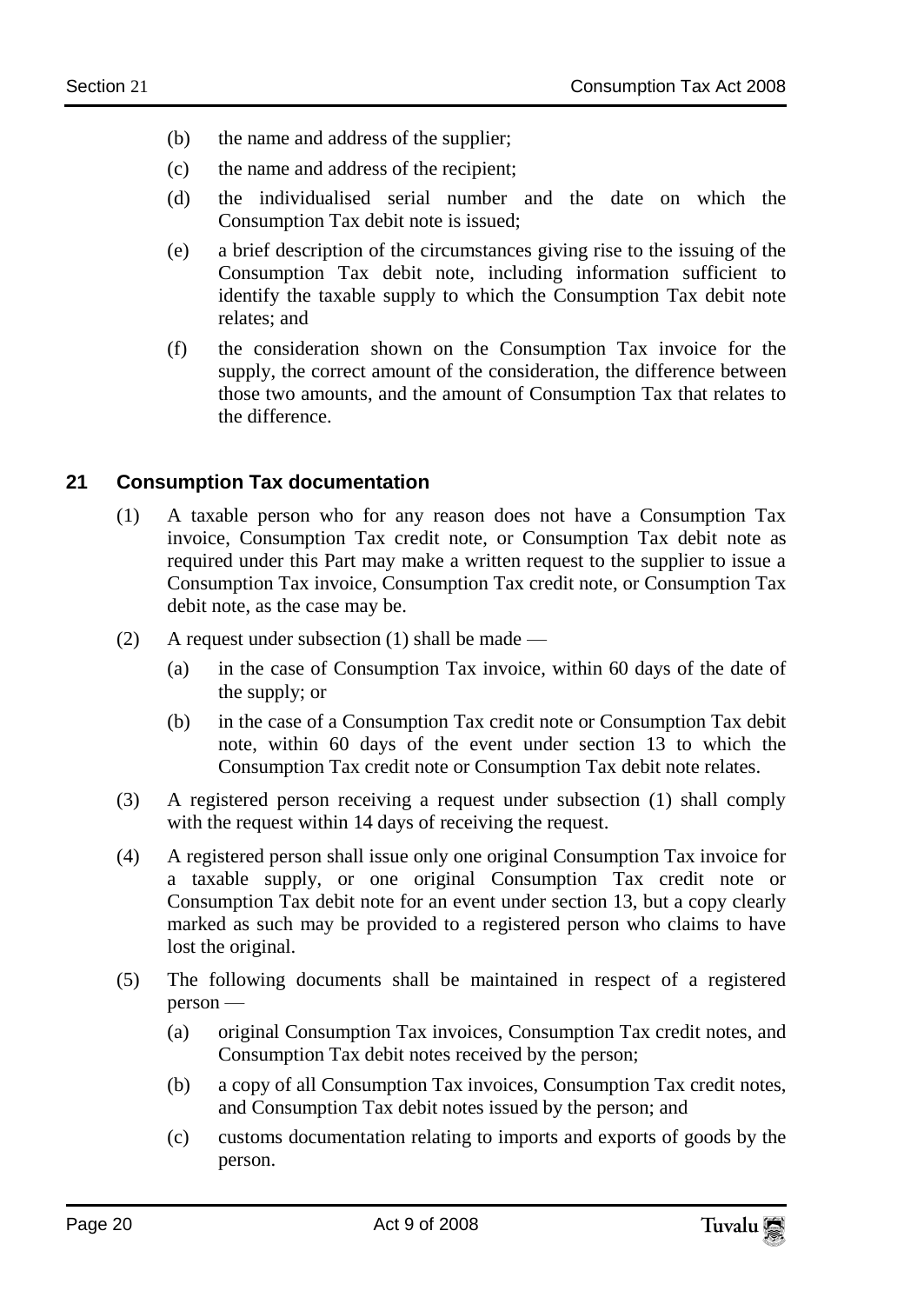(b) the name and address of the supplier;

(c) the name and address of the recipient;

(d) the individualised serial number and the date on which the Consumption Tax debit note is issued;

(e) a brief description of the circumstances giving rise to the issuing of the Consumption Tax debit note, including information sufficient to identify the taxable supply to which the Consumption Tax debit note relates; and

(f) the consideration shown on the Consumption Tax invoice for the supply, the correct amount of the consideration, the difference between those two amounts, and the amount of Consumption Tax that relates to the difference.

## 21 Consumption Tax documentation

(1) A taxable person who for any reason does not have a Consumption Tax invoice, Consumption Tax credit note, or Consumption Tax debit note as required under this Part may make a written request to the supplier to issue a Consumption Tax invoice, Consumption Tax credit note, or Consumption Tax debit note, as the case may be.

(2) A request under subsection (1) shall be made —

(a) in the case of Consumption Tax invoice, within 60 days of the date of the supply; or

(b) in the case of a Consumption Tax credit note or Consumption Tax debit note, within 60 days of the event under section 13 to which the Consumption Tax credit note or Consumption Tax debit note relates.

(3) A registered person receiving a request under subsection (1) shall comply with the request within 14 days of receiving the request.

(4) A registered person shall issue only one original Consumption Tax invoice for a taxable supply, or one original Consumption Tax credit note or Consumption Tax debit note for an event under section 13, but a copy clearly marked as such may be provided to a registered person who claims to have lost the original.

(5) The following documents shall be maintained in respect of a registered person —

(a) original Consumption Tax invoices, Consumption Tax credit notes, and Consumption Tax debit notes received by the person;

(b) a copy of all Consumption Tax invoices, Consumption Tax credit notes, and Consumption Tax debit notes issued by the person; and

(c) customs documentation relating to imports and exports of goods by the person.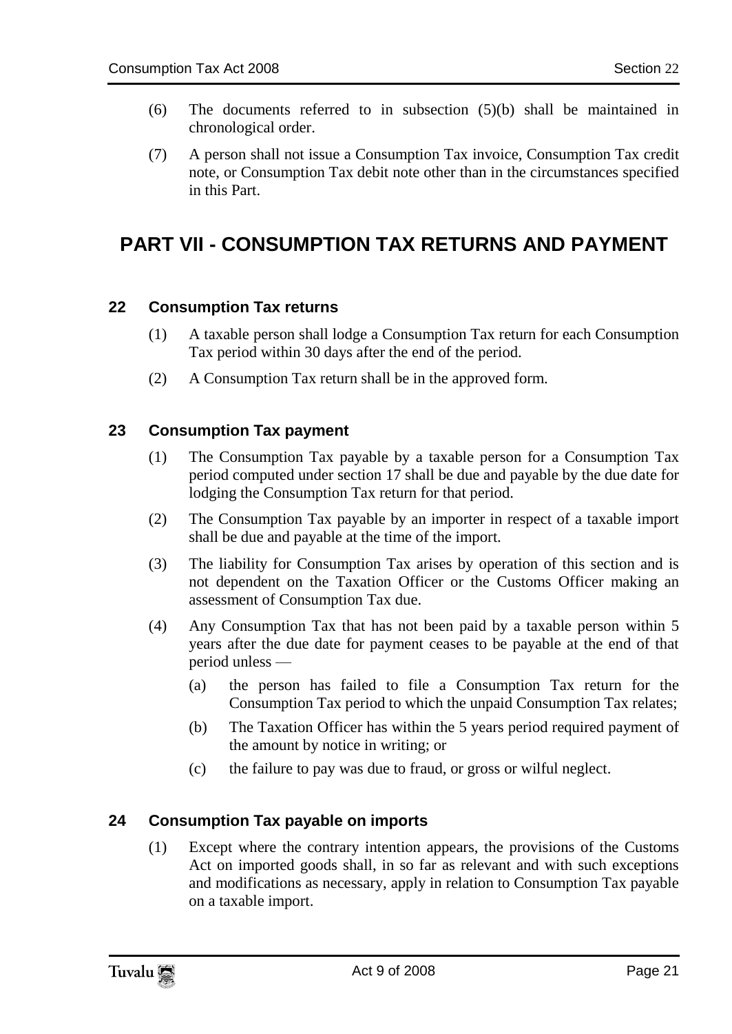(6) The documents referred to in subsection (5)(b) shall be maintained in chronological order.

(7) A person shall not issue a Consumption Tax invoice, Consumption Tax credit note, or Consumption Tax debit note other than in the circumstances specified in this Part.

# PART VII - CONSUMPTION TAX RETURNS AND PAYMENT

### 22 Consumption Tax returns

(1) A taxable person shall lodge a Consumption Tax return for each Consumption Tax period within 30 days after the end of the period.

(2) A Consumption Tax return shall be in the approved form.

### 23 Consumption Tax payment

(1) The Consumption Tax payable by a taxable person for a Consumption Tax period computed under section 17 shall be due and payable by the due date for lodging the Consumption Tax return for that period.

(2) The Consumption Tax payable by an importer in respect of a taxable import shall be due and payable at the time of the import.

(3) The liability for Consumption Tax arises by operation of this section and is not dependent on the Taxation Officer or the Customs Officer making an assessment of Consumption Tax due.

(4) Any Consumption Tax that has not been paid by a taxable person within 5 years after the due date for payment ceases to be payable at the end of that period unless —

   (a) the person has failed to file a Consumption Tax return for the Consumption Tax period to which the unpaid Consumption Tax relates;

   (b) The Taxation Officer has within the 5 years period required payment of the amount by notice in writing; or

   (c) the failure to pay was due to fraud, or gross or wilful neglect.

### 24 Consumption Tax payable on imports

(1) Except where the contrary intention appears, the provisions of the Customs Act on imported goods shall, in so far as relevant and with such exceptions and modifications as necessary, apply in relation to Consumption Tax payable on a taxable import.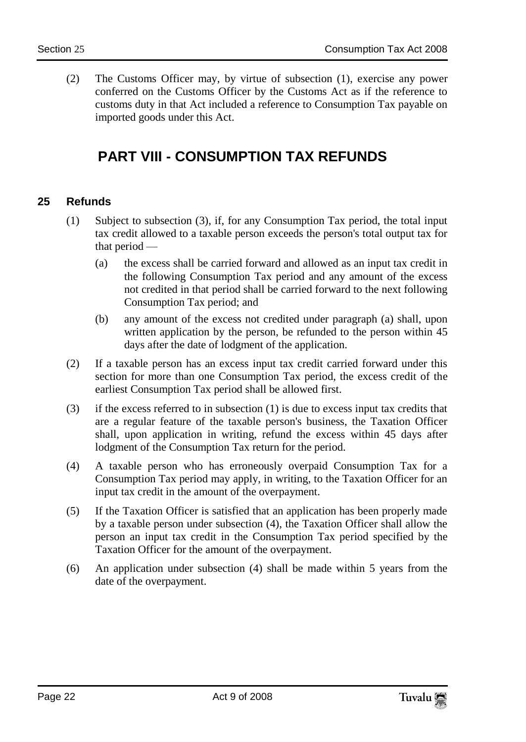(2) The Customs Officer may, by virtue of subsection (1), exercise any power conferred on the Customs Officer by the Customs Act as if the reference to customs duty in that Act included a reference to Consumption Tax payable on imported goods under this Act.

# PART VIII - CONSUMPTION TAX REFUNDS

## 25 Refunds

(1) Subject to subsection (3), if, for any Consumption Tax period, the total input tax credit allowed to a taxable person exceeds the person's total output tax for that period —

(a) the excess shall be carried forward and allowed as an input tax credit in the following Consumption Tax period and any amount of the excess not credited in that period shall be carried forward to the next following Consumption Tax period; and

(b) any amount of the excess not credited under paragraph (a) shall, upon written application by the person, be refunded to the person within 45 days after the date of lodgment of the application.

(2) If a taxable person has an excess input tax credit carried forward under this section for more than one Consumption Tax period, the excess credit of the earliest Consumption Tax period shall be allowed first.

(3) if the excess referred to in subsection (1) is due to excess input tax credits that are a regular feature of the taxable person's business, the Taxation Officer shall, upon application in writing, refund the excess within 45 days after lodgment of the Consumption Tax return for the period.

(4) A taxable person who has erroneously overpaid Consumption Tax for a Consumption Tax period may apply, in writing, to the Taxation Officer for an input tax credit in the amount of the overpayment.

(5) If the Taxation Officer is satisfied that an application has been properly made by a taxable person under subsection (4), the Taxation Officer shall allow the person an input tax credit in the Consumption Tax period specified by the Taxation Officer for the amount of the overpayment.

(6) An application under subsection (4) shall be made within 5 years from the date of the overpayment.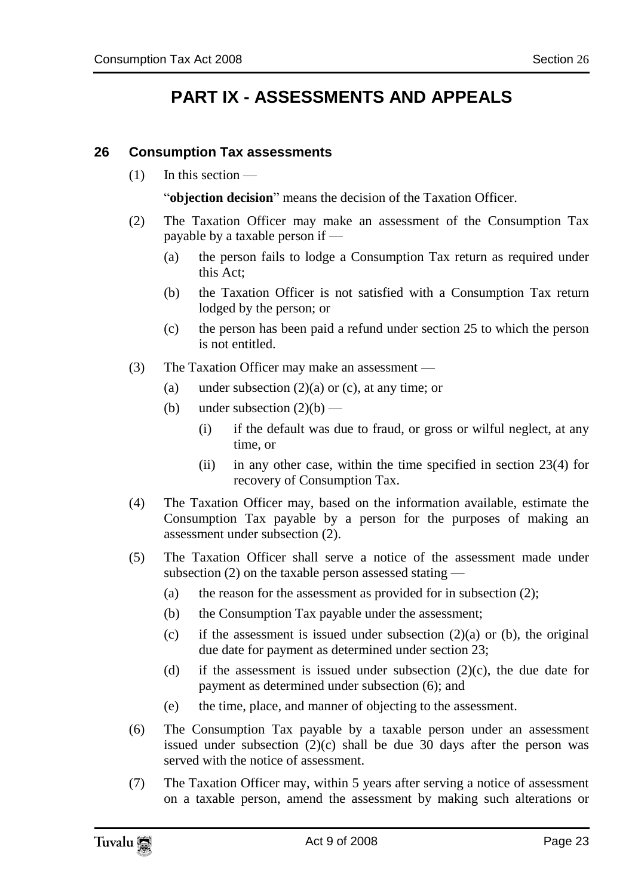# PART IX - ASSESSMENTS AND APPEALS

## 26 Consumption Tax assessments

(1) In this section —

"**objection decision**" means the decision of the Taxation Officer.

(2) The Taxation Officer may make an assessment of the Consumption Tax payable by a taxable person if —

- (a) the person fails to lodge a Consumption Tax return as required under this Act;
- (b) the Taxation Officer is not satisfied with a Consumption Tax return lodged by the person; or
- (c) the person has been paid a refund under section 25 to which the person is not entitled.

(3) The Taxation Officer may make an assessment —

- (a) under subsection (2)(a) or (c), at any time; or
- (b) under subsection (2)(b) —
  - (i) if the default was due to fraud, or gross or wilful neglect, at any time, or
  - (ii) in any other case, within the time specified in section 23(4) for recovery of Consumption Tax.

(4) The Taxation Officer may, based on the information available, estimate the Consumption Tax payable by a person for the purposes of making an assessment under subsection (2).

(5) The Taxation Officer shall serve a notice of the assessment made under subsection (2) on the taxable person assessed stating —

- (a) the reason for the assessment as provided for in subsection (2);
- (b) the Consumption Tax payable under the assessment;
- (c) if the assessment is issued under subsection (2)(a) or (b), the original due date for payment as determined under section 23;
- (d) if the assessment is issued under subsection (2)(c), the due date for payment as determined under subsection (6); and
- (e) the time, place, and manner of objecting to the assessment.

(6) The Consumption Tax payable by a taxable person under an assessment issued under subsection (2)(c) shall be due 30 days after the person was served with the notice of assessment.

(7) The Taxation Officer may, within 5 years after serving a notice of assessment on a taxable person, amend the assessment by making such alterations or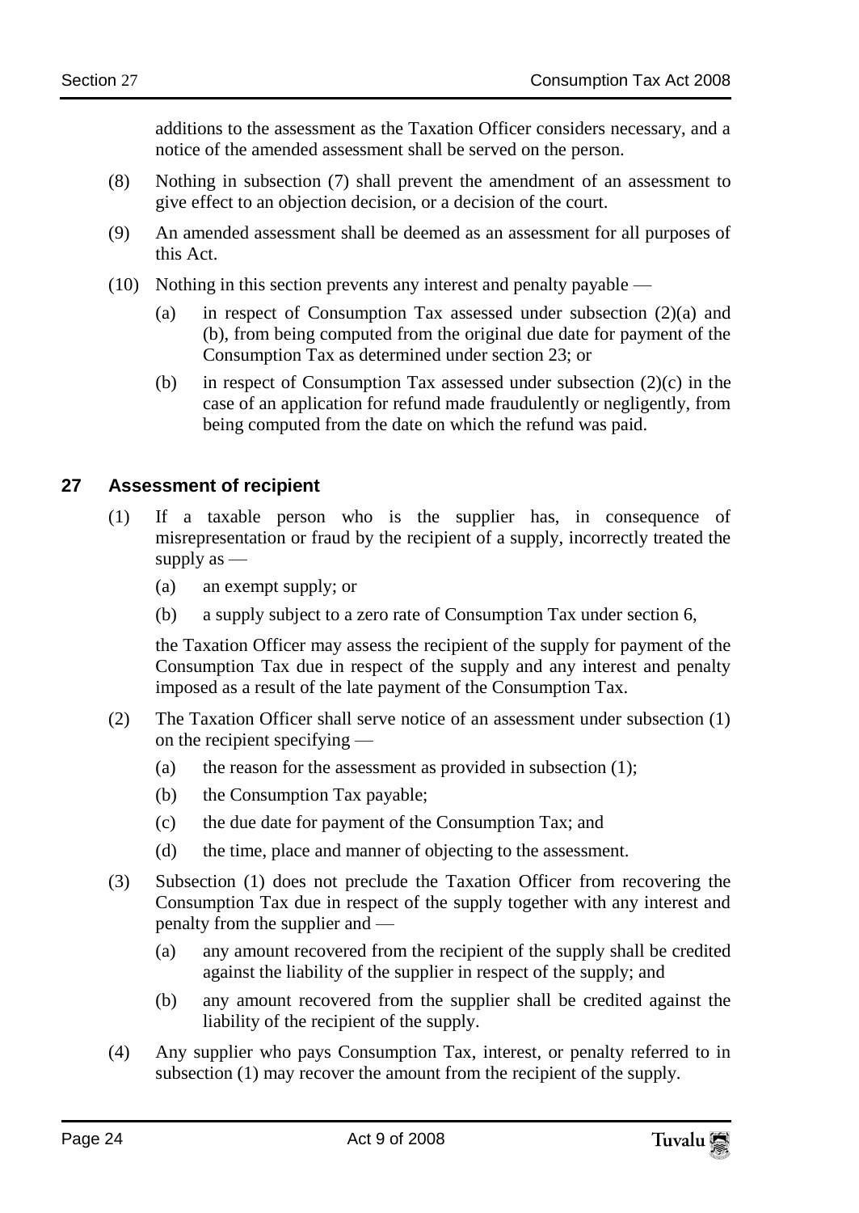additions to the assessment as the Taxation Officer considers necessary, and a notice of the amended assessment shall be served on the person.

(8) Nothing in subsection (7) shall prevent the amendment of an assessment to give effect to an objection decision, or a decision of the court.

(9) An amended assessment shall be deemed as an assessment for all purposes of this Act.

(10) Nothing in this section prevents any interest and penalty payable —

(a) in respect of Consumption Tax assessed under subsection (2)(a) and (b), from being computed from the original due date for payment of the Consumption Tax as determined under section 23; or

(b) in respect of Consumption Tax assessed under subsection (2)(c) in the case of an application for refund made fraudulently or negligently, from being computed from the date on which the refund was paid.

## 27 Assessment of recipient

(1) If a taxable person who is the supplier has, in consequence of misrepresentation or fraud by the recipient of a supply, incorrectly treated the supply as —

(a) an exempt supply; or

(b) a supply subject to a zero rate of Consumption Tax under section 6,

the Taxation Officer may assess the recipient of the supply for payment of the Consumption Tax due in respect of the supply and any interest and penalty imposed as a result of the late payment of the Consumption Tax.

(2) The Taxation Officer shall serve notice of an assessment under subsection (1) on the recipient specifying —

(a) the reason for the assessment as provided in subsection (1);

(b) the Consumption Tax payable;

(c) the due date for payment of the Consumption Tax; and

(d) the time, place and manner of objecting to the assessment.

(3) Subsection (1) does not preclude the Taxation Officer from recovering the Consumption Tax due in respect of the supply together with any interest and penalty from the supplier and —

(a) any amount recovered from the recipient of the supply shall be credited against the liability of the supplier in respect of the supply; and

(b) any amount recovered from the supplier shall be credited against the liability of the recipient of the supply.

(4) Any supplier who pays Consumption Tax, interest, or penalty referred to in subsection (1) may recover the amount from the recipient of the supply.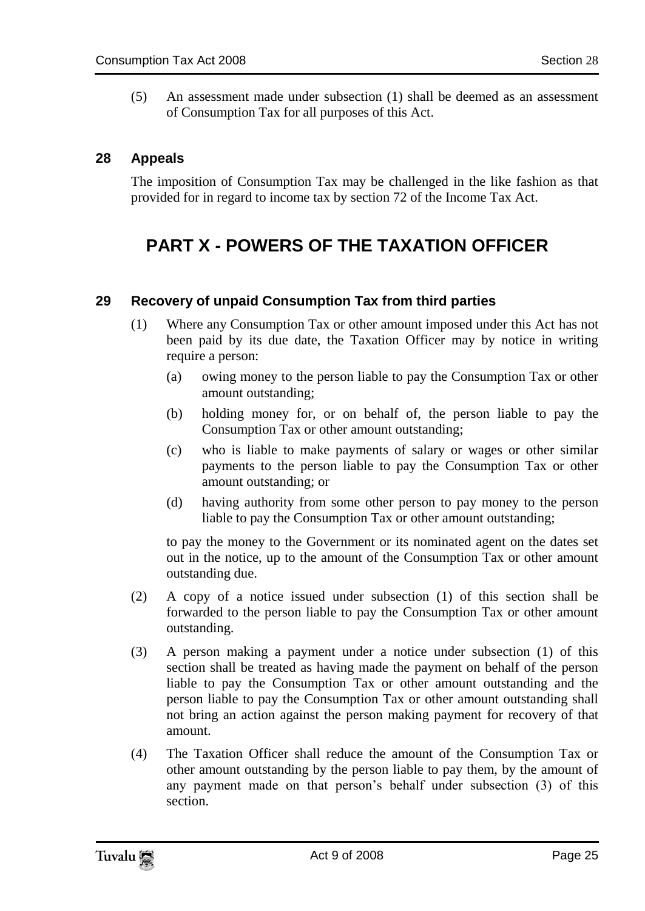(5) An assessment made under subsection (1) shall be deemed as an assessment of Consumption Tax for all purposes of this Act.

### 28 Appeals

The imposition of Consumption Tax may be challenged in the like fashion as that provided for in regard to income tax by section 72 of the Income Tax Act.

## PART X - POWERS OF THE TAXATION OFFICER

### 29 Recovery of unpaid Consumption Tax from third parties

(1) Where any Consumption Tax or other amount imposed under this Act has not been paid by its due date, the Taxation Officer may by notice in writing require a person:

(a) owing money to the person liable to pay the Consumption Tax or other amount outstanding;

(b) holding money for, or on behalf of, the person liable to pay the Consumption Tax or other amount outstanding;

(c) who is liable to make payments of salary or wages or other similar payments to the person liable to pay the Consumption Tax or other amount outstanding; or

(d) having authority from some other person to pay money to the person liable to pay the Consumption Tax or other amount outstanding;

to pay the money to the Government or its nominated agent on the dates set out in the notice, up to the amount of the Consumption Tax or other amount outstanding due.

(2) A copy of a notice issued under subsection (1) of this section shall be forwarded to the person liable to pay the Consumption Tax or other amount outstanding.

(3) A person making a payment under a notice under subsection (1) of this section shall be treated as having made the payment on behalf of the person liable to pay the Consumption Tax or other amount outstanding and the person liable to pay the Consumption Tax or other amount outstanding shall not bring an action against the person making payment for recovery of that amount.

(4) The Taxation Officer shall reduce the amount of the Consumption Tax or other amount outstanding by the person liable to pay them, by the amount of any payment made on that person's behalf under subsection (3) of this section.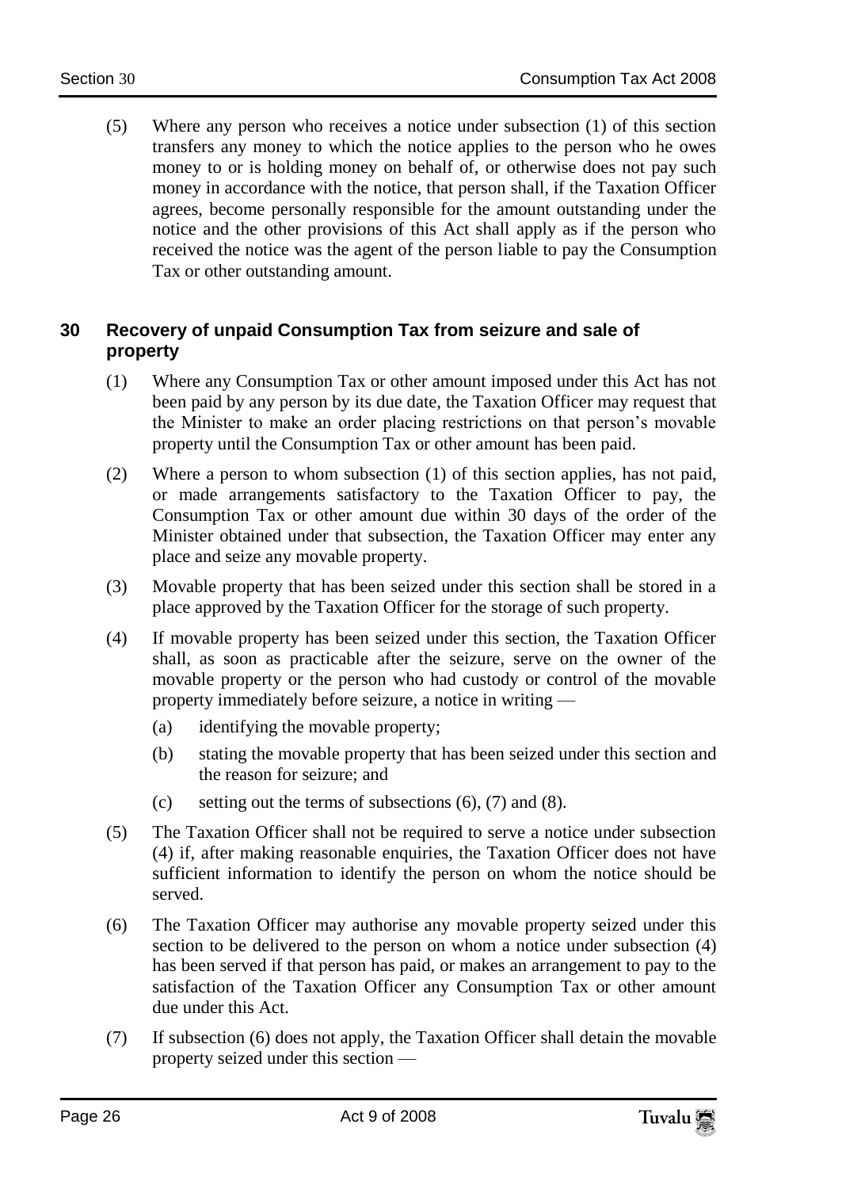(5) Where any person who receives a notice under subsection (1) of this section transfers any money to which the notice applies to the person who he owes money to or is holding money on behalf of, or otherwise does not pay such money in accordance with the notice, that person shall, if the Taxation Officer agrees, become personally responsible for the amount outstanding under the notice and the other provisions of this Act shall apply as if the person who received the notice was the agent of the person liable to pay the Consumption Tax or other outstanding amount.

## 30 Recovery of unpaid Consumption Tax from seizure and sale of property

(1) Where any Consumption Tax or other amount imposed under this Act has not been paid by any person by its due date, the Taxation Officer may request that the Minister to make an order placing restrictions on that person's movable property until the Consumption Tax or other amount has been paid.

(2) Where a person to whom subsection (1) of this section applies, has not paid, or made arrangements satisfactory to the Taxation Officer to pay, the Consumption Tax or other amount due within 30 days of the order of the Minister obtained under that subsection, the Taxation Officer may enter any place and seize any movable property.

(3) Movable property that has been seized under this section shall be stored in a place approved by the Taxation Officer for the storage of such property.

(4) If movable property has been seized under this section, the Taxation Officer shall, as soon as practicable after the seizure, serve on the owner of the movable property or the person who had custody or control of the movable property immediately before seizure, a notice in writing —

(a) identifying the movable property;

(b) stating the movable property that has been seized under this section and the reason for seizure; and

(c) setting out the terms of subsections (6), (7) and (8).

(5) The Taxation Officer shall not be required to serve a notice under subsection (4) if, after making reasonable enquiries, the Taxation Officer does not have sufficient information to identify the person on whom the notice should be served.

(6) The Taxation Officer may authorise any movable property seized under this section to be delivered to the person on whom a notice under subsection (4) has been served if that person has paid, or makes an arrangement to pay to the satisfaction of the Taxation Officer any Consumption Tax or other amount due under this Act.

(7) If subsection (6) does not apply, the Taxation Officer shall detain the movable property seized under this section —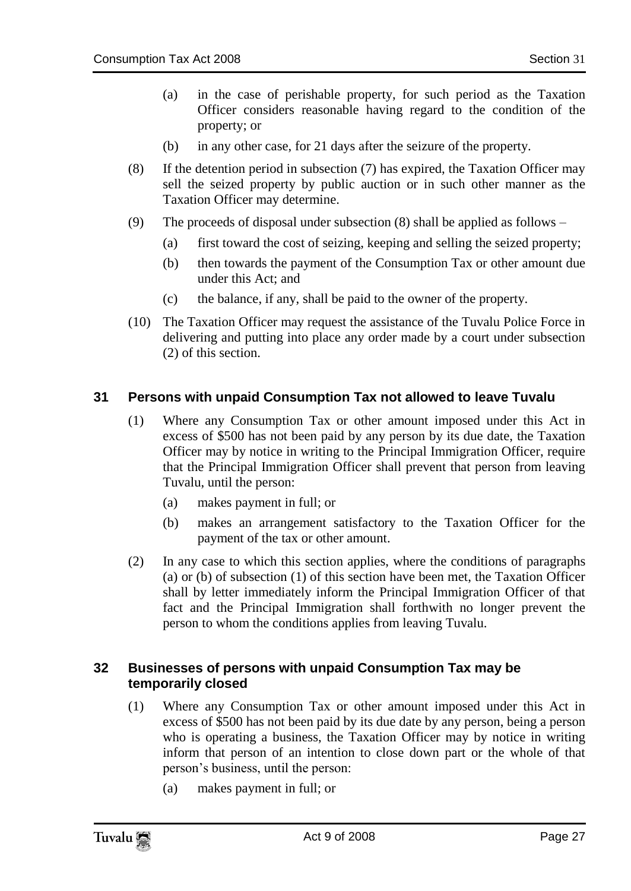(a) in the case of perishable property, for such period as the Taxation Officer considers reasonable having regard to the condition of the property; or

(b) in any other case, for 21 days after the seizure of the property.

(8) If the detention period in subsection (7) has expired, the Taxation Officer may sell the seized property by public auction or in such other manner as the Taxation Officer may determine.

(9) The proceeds of disposal under subsection (8) shall be applied as follows –

(a) first toward the cost of seizing, keeping and selling the seized property;

(b) then towards the payment of the Consumption Tax or other amount due under this Act; and

(c) the balance, if any, shall be paid to the owner of the property.

(10) The Taxation Officer may request the assistance of the Tuvalu Police Force in delivering and putting into place any order made by a court under subsection (2) of this section.

### 31 Persons with unpaid Consumption Tax not allowed to leave Tuvalu

(1) Where any Consumption Tax or other amount imposed under this Act in excess of $500 has not been paid by any person by its due date, the Taxation Officer may by notice in writing to the Principal Immigration Officer, require that the Principal Immigration Officer shall prevent that person from leaving Tuvalu, until the person:

(a) makes payment in full; or

(b) makes an arrangement satisfactory to the Taxation Officer for the payment of the tax or other amount.

(2) In any case to which this section applies, where the conditions of paragraphs (a) or (b) of subsection (1) of this section have been met, the Taxation Officer shall by letter immediately inform the Principal Immigration Officer of that fact and the Principal Immigration shall forthwith no longer prevent the person to whom the conditions applies from leaving Tuvalu.

### 32 Businesses of persons with unpaid Consumption Tax may be temporarily closed

(1) Where any Consumption Tax or other amount imposed under this Act in excess of $500 has not been paid by its due date by any person, being a person who is operating a business, the Taxation Officer may by notice in writing inform that person of an intention to close down part or the whole of that person's business, until the person:

(a) makes payment in full; or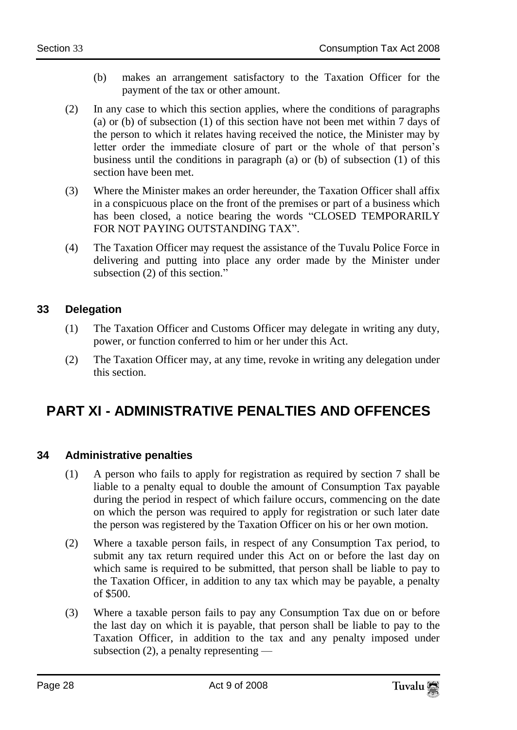(b) makes an arrangement satisfactory to the Taxation Officer for the payment of the tax or other amount.

(2) In any case to which this section applies, where the conditions of paragraphs (a) or (b) of subsection (1) of this section have not been met within 7 days of the person to which it relates having received the notice, the Minister may by letter order the immediate closure of part or the whole of that person's business until the conditions in paragraph (a) or (b) of subsection (1) of this section have been met.

(3) Where the Minister makes an order hereunder, the Taxation Officer shall affix in a conspicuous place on the front of the premises or part of a business which has been closed, a notice bearing the words "CLOSED TEMPORARILY FOR NOT PAYING OUTSTANDING TAX".

(4) The Taxation Officer may request the assistance of the Tuvalu Police Force in delivering and putting into place any order made by the Minister under subsection (2) of this section."

### 33 Delegation

(1) The Taxation Officer and Customs Officer may delegate in writing any duty, power, or function conferred to him or her under this Act.

(2) The Taxation Officer may, at any time, revoke in writing any delegation under this section.

## PART XI - ADMINISTRATIVE PENALTIES AND OFFENCES

### 34 Administrative penalties

(1) A person who fails to apply for registration as required by section 7 shall be liable to a penalty equal to double the amount of Consumption Tax payable during the period in respect of which failure occurs, commencing on the date on which the person was required to apply for registration or such later date the person was registered by the Taxation Officer on his or her own motion.

(2) Where a taxable person fails, in respect of any Consumption Tax period, to submit any tax return required under this Act on or before the last day on which same is required to be submitted, that person shall be liable to pay to the Taxation Officer, in addition to any tax which may be payable, a penalty of $500.

(3) Where a taxable person fails to pay any Consumption Tax due on or before the last day on which it is payable, that person shall be liable to pay to the Taxation Officer, in addition to the tax and any penalty imposed under subsection (2), a penalty representing —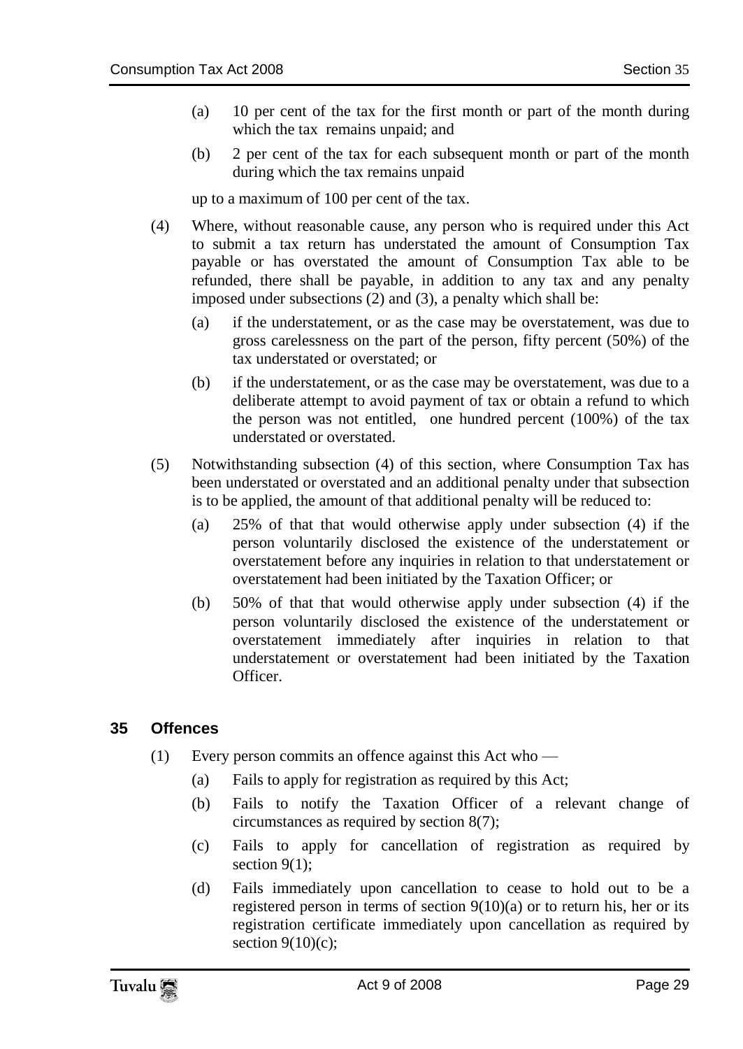(a) 10 per cent of the tax for the first month or part of the month during which the tax remains unpaid; and

(b) 2 per cent of the tax for each subsequent month or part of the month during which the tax remains unpaid

up to a maximum of 100 per cent of the tax.

(4) Where, without reasonable cause, any person who is required under this Act to submit a tax return has understated the amount of Consumption Tax payable or has overstated the amount of Consumption Tax able to be refunded, there shall be payable, in addition to any tax and any penalty imposed under subsections (2) and (3), a penalty which shall be:

(a) if the understatement, or as the case may be overstatement, was due to gross carelessness on the part of the person, fifty percent (50%) of the tax understated or overstated; or

(b) if the understatement, or as the case may be overstatement, was due to a deliberate attempt to avoid payment of tax or obtain a refund to which the person was not entitled, one hundred percent (100%) of the tax understated or overstated.

(5) Notwithstanding subsection (4) of this section, where Consumption Tax has been understated or overstated and an additional penalty under that subsection is to be applied, the amount of that additional penalty will be reduced to:

(a) 25% of that that would otherwise apply under subsection (4) if the person voluntarily disclosed the existence of the understatement or overstatement before any inquiries in relation to that understatement or overstatement had been initiated by the Taxation Officer; or

(b) 50% of that that would otherwise apply under subsection (4) if the person voluntarily disclosed the existence of the understatement or overstatement immediately after inquiries in relation to that understatement or overstatement had been initiated by the Taxation Officer.

## 35 Offences

(1) Every person commits an offence against this Act who —

(a) Fails to apply for registration as required by this Act;

(b) Fails to notify the Taxation Officer of a relevant change of circumstances as required by section 8(7);

(c) Fails to apply for cancellation of registration as required by section 9(1);

(d) Fails immediately upon cancellation to cease to hold out to be a registered person in terms of section 9(10)(a) or to return his, her or its registration certificate immediately upon cancellation as required by section 9(10)(c);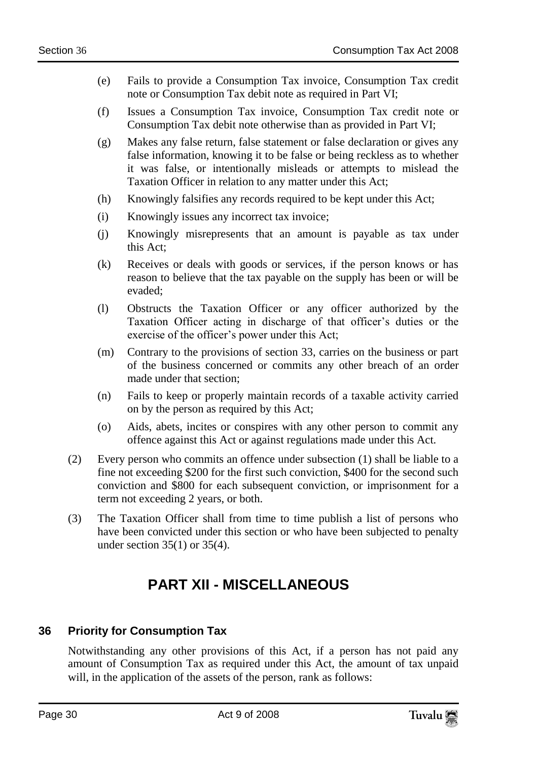(e) Fails to provide a Consumption Tax invoice, Consumption Tax credit note or Consumption Tax debit note as required in Part VI;

(f) Issues a Consumption Tax invoice, Consumption Tax credit note or Consumption Tax debit note otherwise than as provided in Part VI;

(g) Makes any false return, false statement or false declaration or gives any false information, knowing it to be false or being reckless as to whether it was false, or intentionally misleads or attempts to mislead the Taxation Officer in relation to any matter under this Act;

(h) Knowingly falsifies any records required to be kept under this Act;

(i) Knowingly issues any incorrect tax invoice;

(j) Knowingly misrepresents that an amount is payable as tax under this Act;

(k) Receives or deals with goods or services, if the person knows or has reason to believe that the tax payable on the supply has been or will be evaded;

(l) Obstructs the Taxation Officer or any officer authorized by the Taxation Officer acting in discharge of that officer's duties or the exercise of the officer's power under this Act;

(m) Contrary to the provisions of section 33, carries on the business or part of the business concerned or commits any other breach of an order made under that section;

(n) Fails to keep or properly maintain records of a taxable activity carried on by the person as required by this Act;

(o) Aids, abets, incites or conspires with any other person to commit any offence against this Act or against regulations made under this Act.

(2) Every person who commits an offence under subsection (1) shall be liable to a fine not exceeding $200 for the first such conviction, $400 for the second such conviction and $800 for each subsequent conviction, or imprisonment for a term not exceeding 2 years, or both.

(3) The Taxation Officer shall from time to time publish a list of persons who have been convicted under this section or who have been subjected to penalty under section 35(1) or 35(4).

# PART XII - MISCELLANEOUS

### 36 Priority for Consumption Tax

Notwithstanding any other provisions of this Act, if a person has not paid any amount of Consumption Tax as required under this Act, the amount of tax unpaid will, in the application of the assets of the person, rank as follows: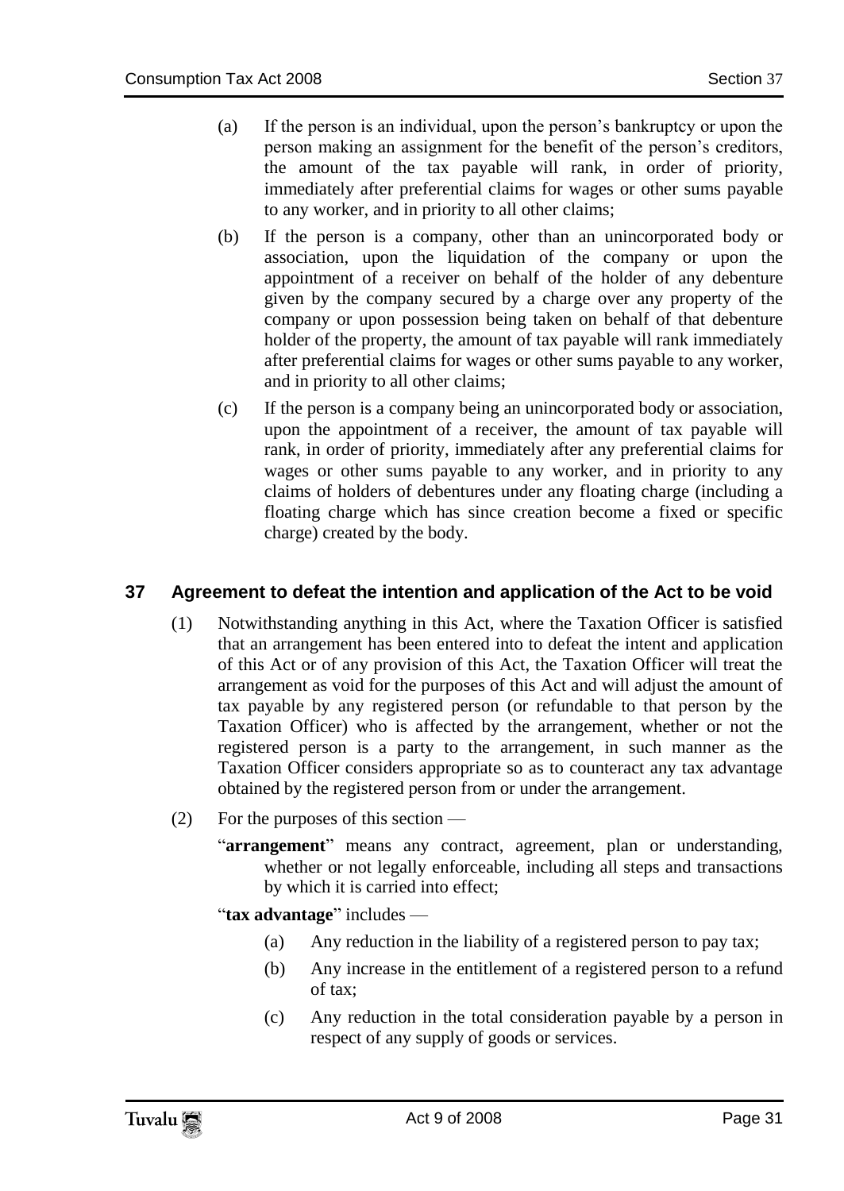(a) If the person is an individual, upon the person's bankruptcy or upon the person making an assignment for the benefit of the person's creditors, the amount of the tax payable will rank, in order of priority, immediately after preferential claims for wages or other sums payable to any worker, and in priority to all other claims;

(b) If the person is a company, other than an unincorporated body or association, upon the liquidation of the company or upon the appointment of a receiver on behalf of the holder of any debenture given by the company secured by a charge over any property of the company or upon possession being taken on behalf of that debenture holder of the property, the amount of tax payable will rank immediately after preferential claims for wages or other sums payable to any worker, and in priority to all other claims;

(c) If the person is a company being an unincorporated body or association, upon the appointment of a receiver, the amount of tax payable will rank, in order of priority, immediately after any preferential claims for wages or other sums payable to any worker, and in priority to any claims of holders of debentures under any floating charge (including a floating charge which has since creation become a fixed or specific charge) created by the body.

## 37 Agreement to defeat the intention and application of the Act to be void

(1) Notwithstanding anything in this Act, where the Taxation Officer is satisfied that an arrangement has been entered into to defeat the intent and application of this Act or of any provision of this Act, the Taxation Officer will treat the arrangement as void for the purposes of this Act and will adjust the amount of tax payable by any registered person (or refundable to that person by the Taxation Officer) who is affected by the arrangement, whether or not the registered person is a party to the arrangement, in such manner as the Taxation Officer considers appropriate so as to counteract any tax advantage obtained by the registered person from or under the arrangement.

(2) For the purposes of this section —

"**arrangement**" means any contract, agreement, plan or understanding, whether or not legally enforceable, including all steps and transactions by which it is carried into effect;

"**tax advantage**" includes —

(a) Any reduction in the liability of a registered person to pay tax;

(b) Any increase in the entitlement of a registered person to a refund of tax;

(c) Any reduction in the total consideration payable by a person in respect of any supply of goods or services.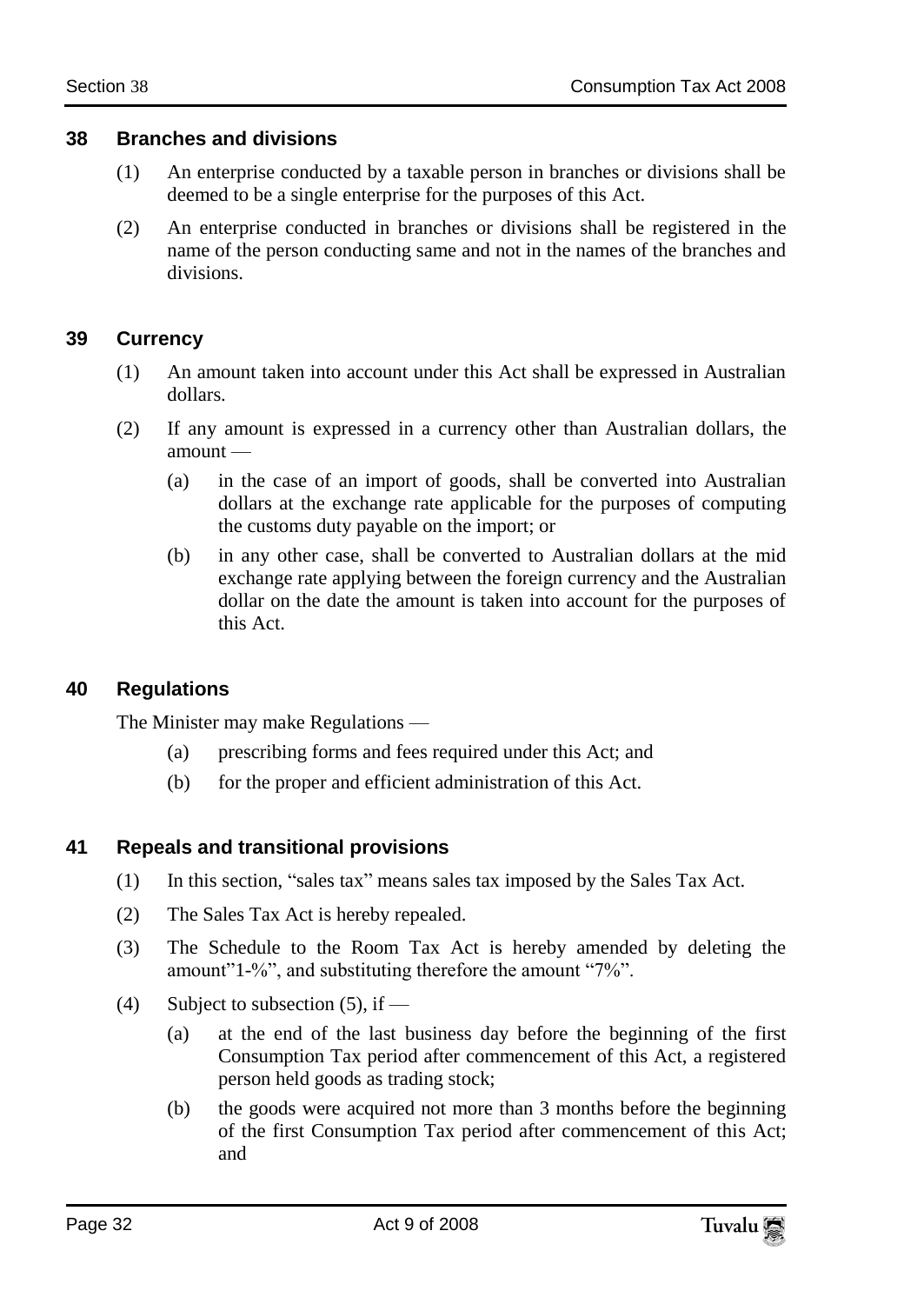## 38 Branches and divisions

(1) An enterprise conducted by a taxable person in branches or divisions shall be deemed to be a single enterprise for the purposes of this Act.

(2) An enterprise conducted in branches or divisions shall be registered in the name of the person conducting same and not in the names of the branches and divisions.

## 39 Currency

(1) An amount taken into account under this Act shall be expressed in Australian dollars.

(2) If any amount is expressed in a currency other than Australian dollars, the amount —

(a) in the case of an import of goods, shall be converted into Australian dollars at the exchange rate applicable for the purposes of computing the customs duty payable on the import; or

(b) in any other case, shall be converted to Australian dollars at the mid exchange rate applying between the foreign currency and the Australian dollar on the date the amount is taken into account for the purposes of this Act.

## 40 Regulations

The Minister may make Regulations —

(a) prescribing forms and fees required under this Act; and

(b) for the proper and efficient administration of this Act.

## 41 Repeals and transitional provisions

(1) In this section, "sales tax" means sales tax imposed by the Sales Tax Act.

(2) The Sales Tax Act is hereby repealed.

(3) The Schedule to the Room Tax Act is hereby amended by deleting the amount"1-%", and substituting therefore the amount "7%".

(4) Subject to subsection (5), if —

(a) at the end of the last business day before the beginning of the first Consumption Tax period after commencement of this Act, a registered person held goods as trading stock;

(b) the goods were acquired not more than 3 months before the beginning of the first Consumption Tax period after commencement of this Act; and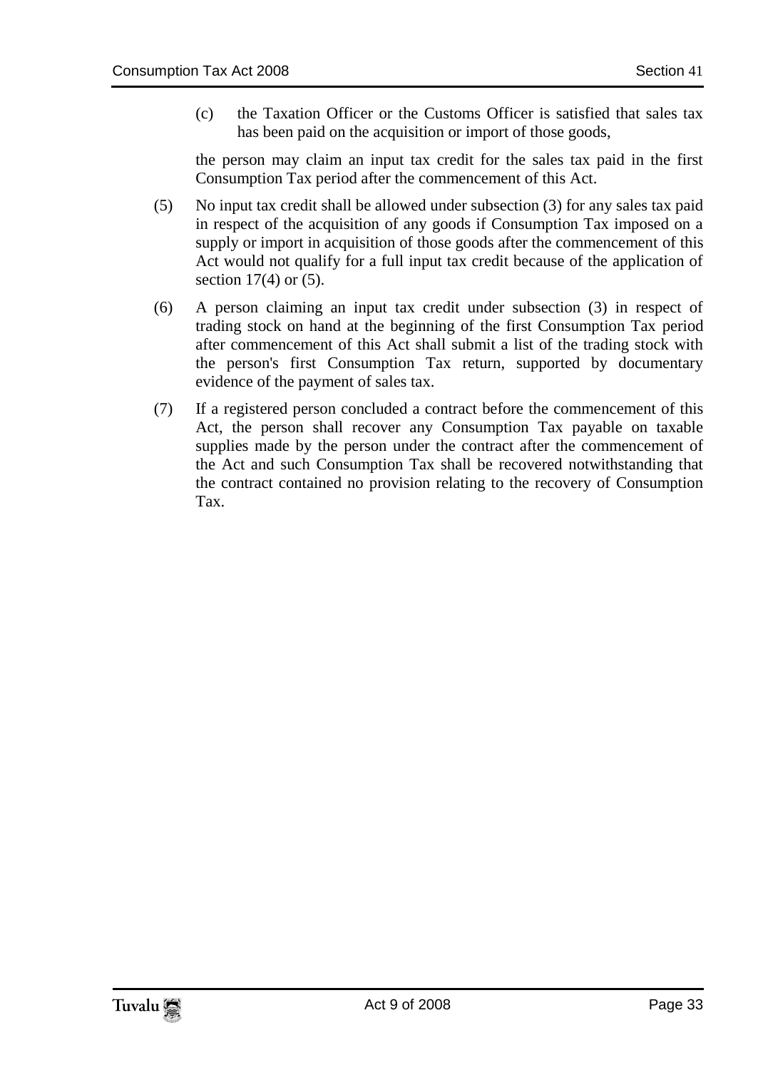(c) the Taxation Officer or the Customs Officer is satisfied that sales tax has been paid on the acquisition or import of those goods,

the person may claim an input tax credit for the sales tax paid in the first Consumption Tax period after the commencement of this Act.

(5) No input tax credit shall be allowed under subsection (3) for any sales tax paid in respect of the acquisition of any goods if Consumption Tax imposed on a supply or import in acquisition of those goods after the commencement of this Act would not qualify for a full input tax credit because of the application of section 17(4) or (5).

(6) A person claiming an input tax credit under subsection (3) in respect of trading stock on hand at the beginning of the first Consumption Tax period after commencement of this Act shall submit a list of the trading stock with the person's first Consumption Tax return, supported by documentary evidence of the payment of sales tax.

(7) If a registered person concluded a contract before the commencement of this Act, the person shall recover any Consumption Tax payable on taxable supplies made by the person under the contract after the commencement of the Act and such Consumption Tax shall be recovered notwithstanding that the contract contained no provision relating to the recovery of Consumption Tax.